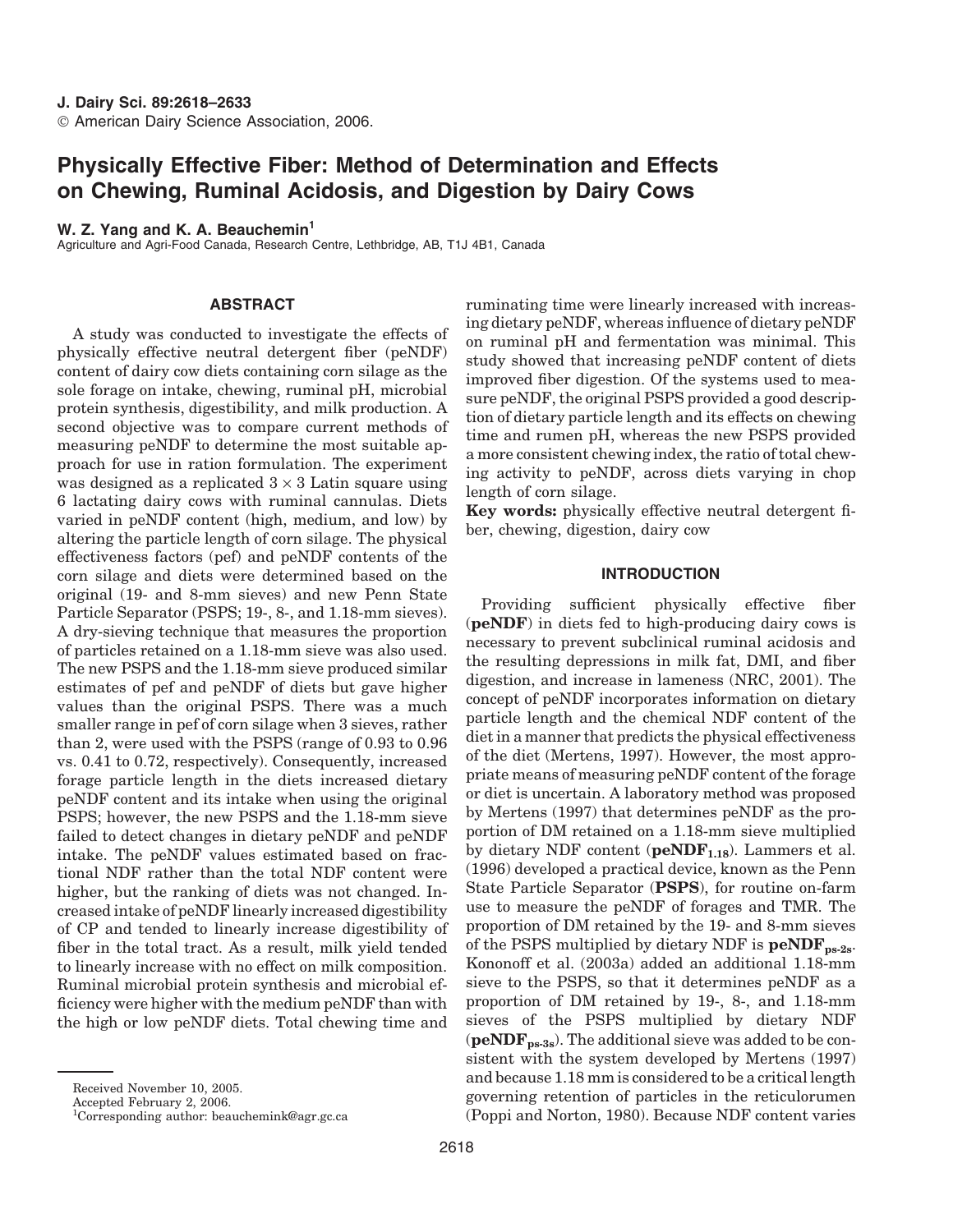# Physically Effective Fiber: Method of Determination and Effects on Chewing, Ruminal Acidosis, and Digestion by Dairy Cows

**W. Z. Yang and K. A. Beauchemin[1]**
Agriculture and Agri-Food Canada, Research Centre, Lethbridge, AB, T1J 4B1, Canada

## ABSTRACT

A study was conducted to investigate the effects of physically effective neutral detergent fiber (peNDF) content of dairy cow diets containing corn silage as the sole forage on intake, chewing, ruminal pH, microbial protein synthesis, digestibility, and milk production. A second objective was to compare current methods of measuring peNDF to determine the most suitable approach for use in ration formulation. The experiment was designed as a replicated 3 × 3 Latin square using 6 lactating dairy cows with ruminal cannulas. Diets varied in peNDF content (high, medium, and low) by altering the particle length of corn silage. The physical effectiveness factors (pef) and peNDF contents of the corn silage and diets were determined based on the original (19- and 8-mm sieves) and new Penn State Particle Separator (PSPS; 19-, 8-, and 1.18-mm sieves). A dry-sieving technique that measures the proportion of particles retained on a 1.18-mm sieve was also used. The new PSPS and the 1.18-mm sieve produced similar estimates of pef and peNDF of diets but gave higher values than the original PSPS. There was a much smaller range in pef of corn silage when 3 sieves, rather than 2, were used with the PSPS (range of 0.93 to 0.96 vs. 0.41 to 0.72, respectively). Consequently, increased forage particle length in the diets increased dietary peNDF content and its intake when using the original PSPS; however, the new PSPS and the 1.18-mm sieve failed to detect changes in dietary peNDF and peNDF intake. The peNDF values estimated based on fractional NDF rather than the total NDF content were higher, but the ranking of diets was not changed. Increased intake of peNDF linearly increased digestibility of CP and tended to linearly increase digestibility of fiber in the total tract. As a result, milk yield tended to linearly increase with no effect on milk composition. Ruminal microbial protein synthesis and microbial efficiency were higher with the medium peNDF than with the high or low peNDF diets. Total chewing time and ruminating time were linearly increased with increasing dietary peNDF, whereas influence of dietary peNDF on ruminal pH and fermentation was minimal. This study showed that increasing peNDF content of diets improved fiber digestion. Of the systems used to measure peNDF, the original PSPS provided a good description of dietary particle length and its effects on chewing time and rumen pH, whereas the new PSPS provided a more consistent chewing index, the ratio of total chewing activity to peNDF, across diets varying in chop length of corn silage.

**Key words:** physically effective neutral detergent fiber, chewing, digestion, dairy cow

## INTRODUCTION

Providing sufficient physically effective fiber (**peNDF**) in diets fed to high-producing dairy cows is necessary to prevent subclinical ruminal acidosis and the resulting depressions in milk fat, DMI, and fiber digestion, and increase in lameness (NRC, 2001). The concept of peNDF incorporates information on dietary particle length and the chemical NDF content of the diet in a manner that predicts the physical effectiveness of the diet (Mertens, 1997). However, the most appropriate means of measuring peNDF content of the forage or diet is uncertain. A laboratory method was proposed by Mertens (1997) that determines peNDF as the proportion of DM retained on a 1.18-mm sieve multiplied by dietary NDF content (**peNDF$_{1.18}$**). Lammers et al. (1996) developed a practical device, known as the Penn State Particle Separator (**PSPS**), for routine on-farm use to measure the peNDF of forages and TMR. The proportion of DM retained by the 19- and 8-mm sieves of the PSPS multiplied by dietary NDF is **peNDF$_{ps\text{-}2s}$**. Kononoff et al. (2003a) added an additional 1.18-mm sieve to the PSPS, so that it determines peNDF as a proportion of DM retained by 19-, 8-, and 1.18-mm sieves of the PSPS multiplied by dietary NDF (**peNDF$_{ps\text{-}3s}$**). The additional sieve was added to be consistent with the system developed by Mertens (1997) and because 1.18 mm is considered to be a critical length governing retention of particles in the reticulorumen (Poppi and Norton, 1980). Because NDF content varies

Received November 10, 2005.
Accepted February 2, 2006.
[1]Corresponding author: beauchemink@agr.gc.ca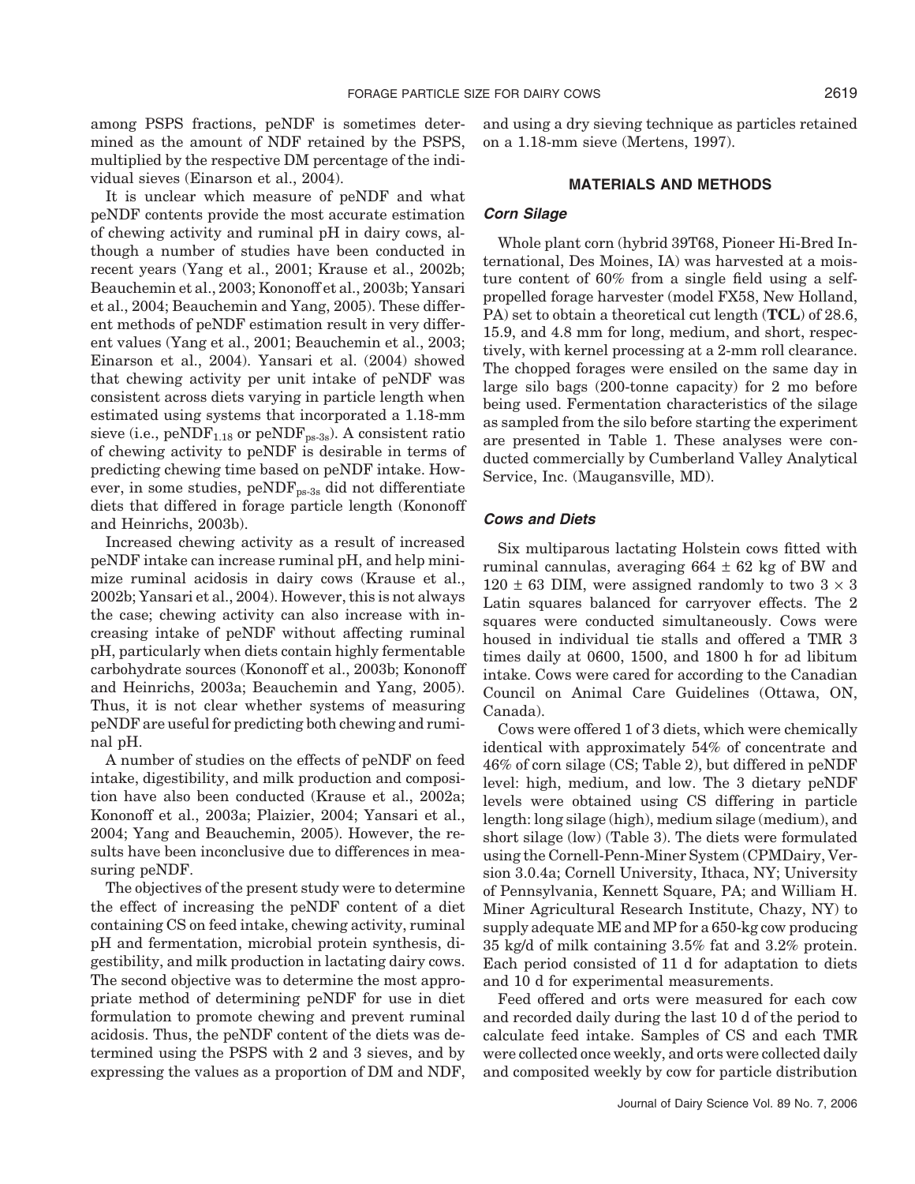among PSPS fractions, peNDF is sometimes determined as the amount of NDF retained by the PSPS, multiplied by the respective DM percentage of the individual sieves (Einarson et al., 2004).

It is unclear which measure of peNDF and what peNDF contents provide the most accurate estimation of chewing activity and ruminal pH in dairy cows, although a number of studies have been conducted in recent years (Yang et al., 2001; Krause et al., 2002b; Beauchemin et al., 2003; Kononoff et al., 2003b; Yansari et al., 2004; Beauchemin and Yang, 2005). These different methods of peNDF estimation result in very different values (Yang et al., 2001; Beauchemin et al., 2003; Einarson et al., 2004). Yansari et al. (2004) showed that chewing activity per unit intake of peNDF was consistent across diets varying in particle length when estimated using systems that incorporated a 1.18-mm sieve (i.e., $peNDF_{1.18}$ or $peNDF_{ps\text{-}3s}$). A consistent ratio of chewing activity to peNDF is desirable in terms of predicting chewing time based on peNDF intake. However, in some studies, $peNDF_{ps\text{-}3s}$ did not differentiate diets that differed in forage particle length (Kononoff and Heinrichs, 2003b).

Increased chewing activity as a result of increased peNDF intake can increase ruminal pH, and help minimize ruminal acidosis in dairy cows (Krause et al., 2002b; Yansari et al., 2004). However, this is not always the case; chewing activity can also increase with increasing intake of peNDF without affecting ruminal pH, particularly when diets contain highly fermentable carbohydrate sources (Kononoff et al., 2003b; Kononoff and Heinrichs, 2003a; Beauchemin and Yang, 2005). Thus, it is not clear whether systems of measuring peNDF are useful for predicting both chewing and ruminal pH.

A number of studies on the effects of peNDF on feed intake, digestibility, and milk production and composition have also been conducted (Krause et al., 2002a; Kononoff et al., 2003a; Plaizier, 2004; Yansari et al., 2004; Yang and Beauchemin, 2005). However, the results have been inconclusive due to differences in measuring peNDF.

The objectives of the present study were to determine the effect of increasing the peNDF content of a diet containing CS on feed intake, chewing activity, ruminal pH and fermentation, microbial protein synthesis, digestibility, and milk production in lactating dairy cows. The second objective was to determine the most appropriate method of determining peNDF for use in diet formulation to promote chewing and prevent ruminal acidosis. Thus, the peNDF content of the diets was determined using the PSPS with 2 and 3 sieves, and by expressing the values as a proportion of DM and NDF, and using a dry sieving technique as particles retained on a 1.18-mm sieve (Mertens, 1997).

## MATERIALS AND METHODS

### *Corn Silage*

Whole plant corn (hybrid 39T68, Pioneer Hi-Bred International, Des Moines, IA) was harvested at a moisture content of 60% from a single field using a self-propelled forage harvester (model FX58, New Holland, PA) set to obtain a theoretical cut length (**TCL**) of 28.6, 15.9, and 4.8 mm for long, medium, and short, respectively, with kernel processing at a 2-mm roll clearance. The chopped forages were ensiled on the same day in large silo bags (200-tonne capacity) for 2 mo before being used. Fermentation characteristics of the silage as sampled from the silo before starting the experiment are presented in Table 1. These analyses were conducted commercially by Cumberland Valley Analytical Service, Inc. (Maugansville, MD).

### *Cows and Diets*

Six multiparous lactating Holstein cows fitted with ruminal cannulas, averaging 664 ± 62 kg of BW and 120 ± 63 DIM, were assigned randomly to two 3 × 3 Latin squares balanced for carryover effects. The 2 squares were conducted simultaneously. Cows were housed in individual tie stalls and offered a TMR 3 times daily at 0600, 1500, and 1800 h for ad libitum intake. Cows were cared for according to the Canadian Council on Animal Care Guidelines (Ottawa, ON, Canada).

Cows were offered 1 of 3 diets, which were chemically identical with approximately 54% of concentrate and 46% of corn silage (CS; Table 2), but differed in peNDF level: high, medium, and low. The 3 dietary peNDF levels were obtained using CS differing in particle length: long silage (high), medium silage (medium), and short silage (low) (Table 3). The diets were formulated using the Cornell-Penn-Miner System (CPMDairy, Version 3.0.4a; Cornell University, Ithaca, NY; University of Pennsylvania, Kennett Square, PA; and William H. Miner Agricultural Research Institute, Chazy, NY) to supply adequate ME and MP for a 650-kg cow producing 35 kg/d of milk containing 3.5% fat and 3.2% protein. Each period consisted of 11 d for adaptation to diets and 10 d for experimental measurements.

Feed offered and orts were measured for each cow and recorded daily during the last 10 d of the period to calculate feed intake. Samples of CS and each TMR were collected once weekly, and orts were collected daily and composited weekly by cow for particle distribution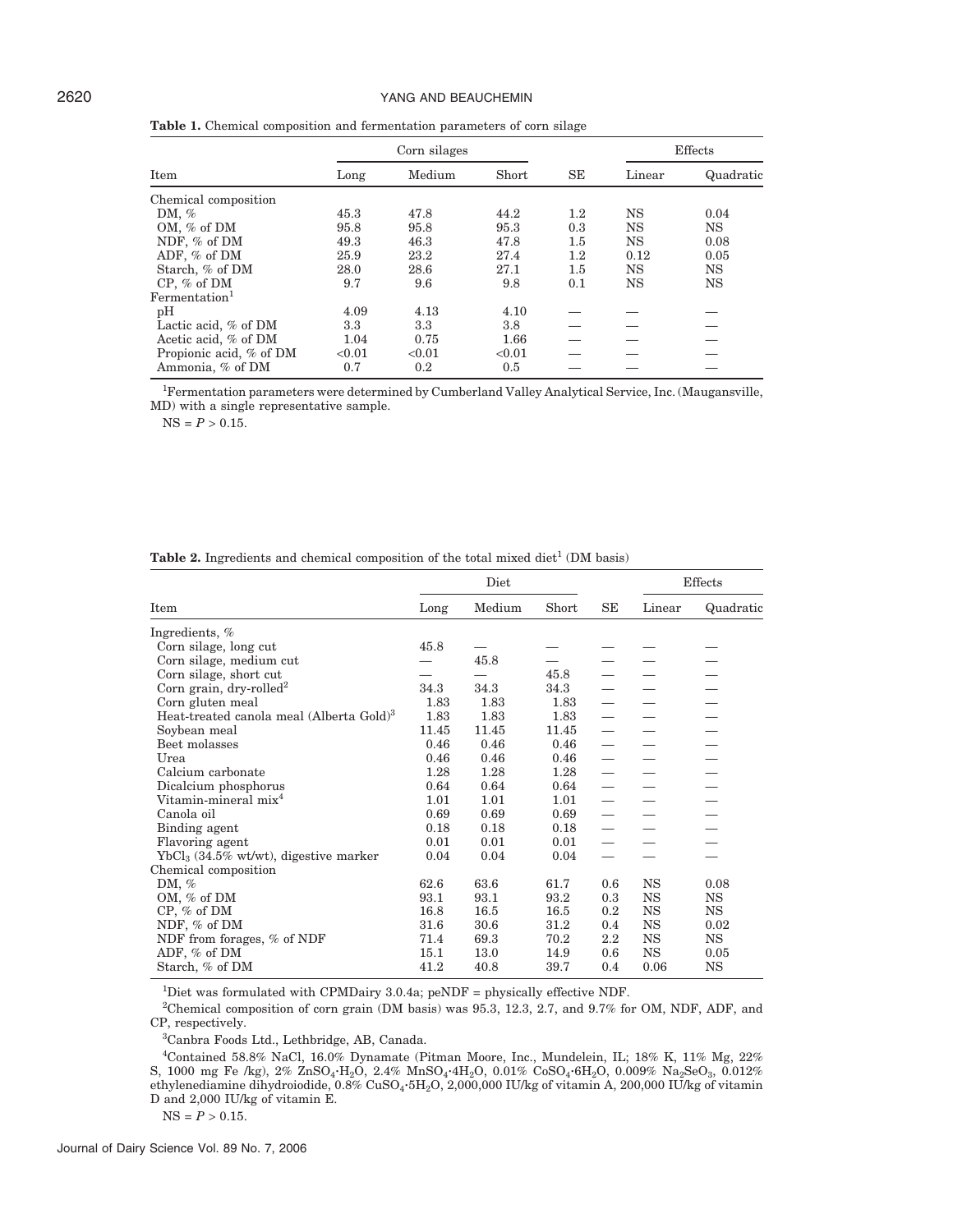**Table 1.** Chemical composition and fermentation parameters of corn silage

| Item | Corn silages | | | SE | Effects | |
|---|---|---|---|---|---|---|
| | Long | Medium | Short | | Linear | Quadratic |
| Chemical composition | | | | | | |
| DM, % | 45.3 | 47.8 | 44.2 | 1.2 | NS | 0.04 |
| OM, % of DM | 95.8 | 95.8 | 95.3 | 0.3 | NS | NS |
| NDF, % of DM | 49.3 | 46.3 | 47.8 | 1.5 | NS | 0.08 |
| ADF, % of DM | 25.9 | 23.2 | 27.4 | 1.2 | 0.12 | 0.05 |
| Starch, % of DM | 28.0 | 28.6 | 27.1 | 1.5 | NS | NS |
| CP, % of DM | 9.7 | 9.6 | 9.8 | 0.1 | NS | NS |
| Fermentation[1] | | | | | | |
| pH | 4.09 | 4.13 | 4.10 | — | — | — |
| Lactic acid, % of DM | 3.3 | 3.3 | 3.8 | — | — | — |
| Acetic acid, % of DM | 1.04 | 0.75 | 1.66 | — | — | — |
| Propionic acid, % of DM | <0.01 | <0.01 | <0.01 | — | — | — |
| Ammonia, % of DM | 0.7 | 0.2 | 0.5 | — | — | — |

[1]Fermentation parameters were determined by Cumberland Valley Analytical Service, Inc. (Maugansville, MD) with a single representative sample.

NS = $P > 0.15$.

**Table 2.** Ingredients and chemical composition of the total mixed diet[1] (DM basis)

| Item | Diet | | | SE | Effects | |
|---|---|---|---|---|---|---|
| | Long | Medium | Short | | Linear | Quadratic |
| Ingredients, % | | | | | | |
| Corn silage, long cut | 45.8 | — | — | — | — | — |
| Corn silage, medium cut | — | 45.8 | — | — | — | — |
| Corn silage, short cut | — | — | 45.8 | — | — | — |
| Corn grain, dry-rolled[2] | 34.3 | 34.3 | 34.3 | — | — | — |
| Corn gluten meal | 1.83 | 1.83 | 1.83 | — | — | — |
| Heat-treated canola meal (Alberta Gold)[3] | 1.83 | 1.83 | 1.83 | — | — | — |
| Soybean meal | 11.45 | 11.45 | 11.45 | — | — | — |
| Beet molasses | 0.46 | 0.46 | 0.46 | — | — | — |
| Urea | 0.46 | 0.46 | 0.46 | — | — | — |
| Calcium carbonate | 1.28 | 1.28 | 1.28 | — | — | — |
| Dicalcium phosphorus | 0.64 | 0.64 | 0.64 | — | — | — |
| Vitamin-mineral mix[4] | 1.01 | 1.01 | 1.01 | — | — | — |
| Canola oil | 0.69 | 0.69 | 0.69 | — | — | — |
| Binding agent | 0.18 | 0.18 | 0.18 | — | — | — |
| Flavoring agent | 0.01 | 0.01 | 0.01 | — | — | — |
| $YbCl_3$ (34.5% wt/wt), digestive marker | 0.04 | 0.04 | 0.04 | — | — | — |
| Chemical composition | | | | | | |
| DM, % | 62.6 | 63.6 | 61.7 | 0.6 | NS | 0.08 |
| OM, % of DM | 93.1 | 93.1 | 93.2 | 0.3 | NS | NS |
| CP, % of DM | 16.8 | 16.5 | 16.5 | 0.2 | NS | NS |
| NDF, % of DM | 31.6 | 30.6 | 31.2 | 0.4 | NS | 0.02 |
| NDF from forages, % of NDF | 71.4 | 69.3 | 70.2 | 2.2 | NS | NS |
| ADF, % of DM | 15.1 | 13.0 | 14.9 | 0.6 | NS | 0.05 |
| Starch, % of DM | 41.2 | 40.8 | 39.7 | 0.4 | 0.06 | NS |

[1]Diet was formulated with CPMDairy 3.0.4a; peNDF = physically effective NDF.

[2]Chemical composition of corn grain (DM basis) was 95.3, 12.3, 2.7, and 9.7% for OM, NDF, ADF, and CP, respectively.

[3]Canbra Foods Ltd., Lethbridge, AB, Canada.

[4]Contained 58.8% NaCl, 16.0% Dynamate (Pitman Moore, Inc., Mundelein, IL; 18% K, 11% Mg, 22% S, 1000 mg Fe /kg), 2% $ZnSO_4{\cdot}H_2O$, 2.4% $MnSO_4{\cdot}4H_2O$, 0.01% $CoSO_4{\cdot}6H_2O$, 0.009% $Na_2SeO_3$, 0.012% ethylenediamine dihydroiodide, 0.8% $CuSO_4{\cdot}5H_2O$, 2,000,000 IU/kg of vitamin A, 200,000 IU/kg of vitamin D and 2,000 IU/kg of vitamin E.

NS = $P > 0.15$.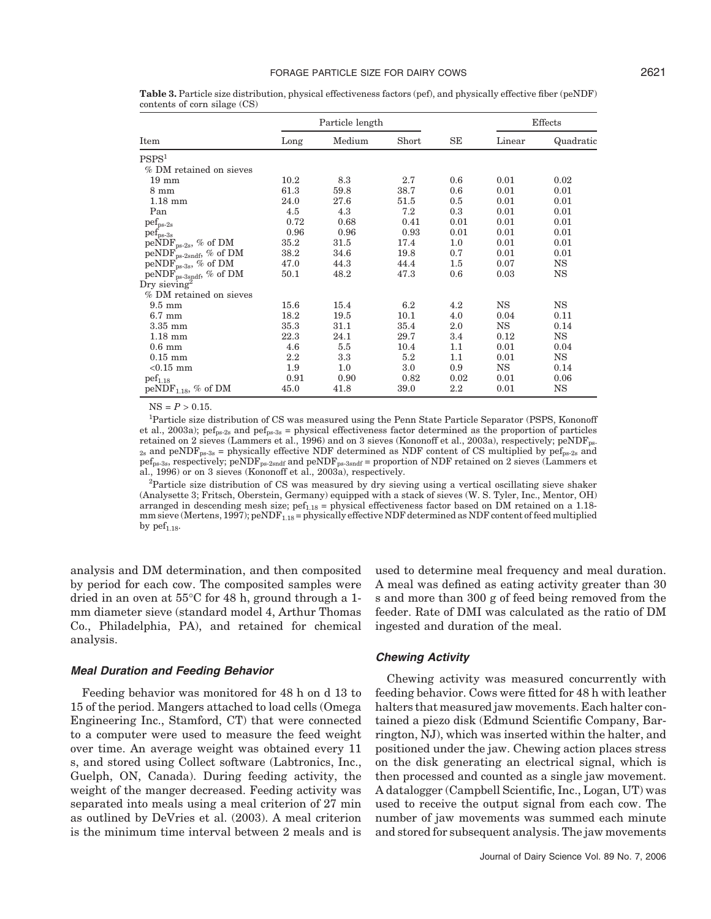**Table 3.** Particle size distribution, physical effectiveness factors (pef), and physically effective fiber (peNDF) contents of corn silage (CS)

| Item | Particle length | | | SE | Effects | |
|---|---|---|---|---|---|---|
| | Long | Medium | Short | | Linear | Quadratic |
| PSPS[1] | | | | | | |
| % DM retained on sieves | | | | | | |
| 19 mm | 10.2 | 8.3 | 2.7 | 0.6 | 0.01 | 0.02 |
| 8 mm | 61.3 | 59.8 | 38.7 | 0.6 | 0.01 | 0.01 |
| 1.18 mm | 24.0 | 27.6 | 51.5 | 0.5 | 0.01 | 0.01 |
| Pan | 4.5 | 4.3 | 7.2 | 0.3 | 0.01 | 0.01 |
| $pef_{ps\text{-}2s}$ | 0.72 | 0.68 | 0.41 | 0.01 | 0.01 | 0.01 |
| $pef_{ps\text{-}3s}$ | 0.96 | 0.96 | 0.93 | 0.01 | 0.01 | 0.01 |
| $peNDF_{ps\text{-}2s}$, % of DM | 35.2 | 31.5 | 17.4 | 1.0 | 0.01 | 0.01 |
| $peNDF_{ps\text{-}2sndf}$, % of DM | 38.2 | 34.6 | 19.8 | 0.7 | 0.01 | 0.01 |
| $peNDF_{ps\text{-}3s}$, % of DM | 47.0 | 44.3 | 44.4 | 1.5 | 0.07 | NS |
| $peNDF_{ps\text{-}3sndf}$, % of DM | 50.1 | 48.2 | 47.3 | 0.6 | 0.03 | NS |
| Dry sieving[2] | | | | | | |
| % DM retained on sieves | | | | | | |
| 9.5 mm | 15.6 | 15.4 | 6.2 | 4.2 | NS | NS |
| 6.7 mm | 18.2 | 19.5 | 10.1 | 4.0 | 0.04 | 0.11 |
| 3.35 mm | 35.3 | 31.1 | 35.4 | 2.0 | NS | 0.14 |
| 1.18 mm | 22.3 | 24.1 | 29.7 | 3.4 | 0.12 | NS |
| 0.6 mm | 4.6 | 5.5 | 10.4 | 1.1 | 0.01 | 0.04 |
| 0.15 mm | 2.2 | 3.3 | 5.2 | 1.1 | 0.01 | NS |
| <0.15 mm | 1.9 | 1.0 | 3.0 | 0.9 | NS | 0.14 |
| $pef_{1.18}$ | 0.91 | 0.90 | 0.82 | 0.02 | 0.01 | 0.06 |
| $peNDF_{1.18}$, % of DM | 45.0 | 41.8 | 39.0 | 2.2 | 0.01 | NS |

NS = $P > 0.15$.

[1]Particle size distribution of CS was measured using the Penn State Particle Separator (PSPS, Kononoff et al., 2003a); $pef_{ps\text{-}2s}$ and $pef_{ps\text{-}3s}$ = physical effectiveness factor determined as the proportion of particles retained on 2 sieves (Lammers et al., 1996) and on 3 sieves (Kononoff et al., 2003a), respectively; $peNDF_{ps\text{-}2s}$ and $peNDF_{ps\text{-}3s}$ = physically effective NDF determined as NDF content of CS multiplied by $pef_{ps\text{-}2s}$ and $pef_{ps\text{-}3s}$, respectively; $peNDF_{ps\text{-}2sndf}$ and $peNDF_{ps\text{-}3sndf}$ = proportion of NDF retained on 2 sieves (Lammers et al., 1996) or on 3 sieves (Kononoff et al., 2003a), respectively.

[2]Particle size distribution of CS was measured by dry sieving using a vertical oscillating sieve shaker (Analysette 3; Fritsch, Oberstein, Germany) equipped with a stack of sieves (W. S. Tyler, Inc., Mentor, OH) arranged in descending mesh size; $pef_{1.18}$ = physical effectiveness factor based on DM retained on a 1.18-mm sieve (Mertens, 1997); $peNDF_{1.18}$ = physically effective NDF determined as NDF content of feed multiplied by $pef_{1.18}$.

analysis and DM determination, and then composited by period for each cow. The composited samples were dried in an oven at 55°C for 48 h, ground through a 1-mm diameter sieve (standard model 4, Arthur Thomas Co., Philadelphia, PA), and retained for chemical analysis.

### *Meal Duration and Feeding Behavior*

Feeding behavior was monitored for 48 h on d 13 to 15 of the period. Mangers attached to load cells (Omega Engineering Inc., Stamford, CT) that were connected to a computer were used to measure the feed weight over time. An average weight was obtained every 11 s, and stored using Collect software (Labtronics, Inc., Guelph, ON, Canada). During feeding activity, the weight of the manger decreased. Feeding activity was separated into meals using a meal criterion of 27 min as outlined by DeVries et al. (2003). A meal criterion is the minimum time interval between 2 meals and is used to determine meal frequency and meal duration. A meal was defined as eating activity greater than 30 s and more than 300 g of feed being removed from the feeder. Rate of DMI was calculated as the ratio of DM ingested and duration of the meal.

### *Chewing Activity*

Chewing activity was measured concurrently with feeding behavior. Cows were fitted for 48 h with leather halters that measured jaw movements. Each halter contained a piezo disk (Edmund Scientific Company, Barrington, NJ), which was inserted within the halter, and positioned under the jaw. Chewing action places stress on the disk generating an electrical signal, which is then processed and counted as a single jaw movement. A datalogger (Campbell Scientific, Inc., Logan, UT) was used to receive the output signal from each cow. The number of jaw movements was summed each minute and stored for subsequent analysis. The jaw movements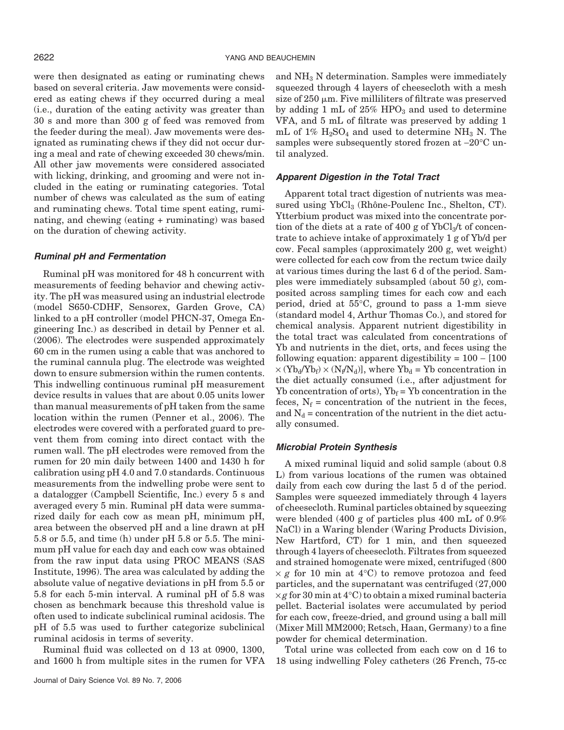were then designated as eating or ruminating chews based on several criteria. Jaw movements were considered as eating chews if they occurred during a meal (i.e., duration of the eating activity was greater than 30 s and more than 300 g of feed was removed from the feeder during the meal). Jaw movements were designated as ruminating chews if they did not occur during a meal and rate of chewing exceeded 30 chews/min. All other jaw movements were considered associated with licking, drinking, and grooming and were not included in the eating or ruminating categories. Total number of chews was calculated as the sum of eating and ruminating chews. Total time spent eating, ruminating, and chewing (eating + ruminating) was based on the duration of chewing activity.

### *Ruminal pH and Fermentation*

Ruminal pH was monitored for 48 h concurrent with measurements of feeding behavior and chewing activity. The pH was measured using an industrial electrode (model S650-CDHF, Sensorex, Garden Grove, CA) linked to a pH controller (model PHCN-37, Omega Engineering Inc.) as described in detail by Penner et al. (2006). The electrodes were suspended approximately 60 cm in the rumen using a cable that was anchored to the ruminal cannula plug. The electrode was weighted down to ensure submersion within the rumen contents. This indwelling continuous ruminal pH measurement device results in values that are about 0.05 units lower than manual measurements of pH taken from the same location within the rumen (Penner et al., 2006). The electrodes were covered with a perforated guard to prevent them from coming into direct contact with the rumen wall. The pH electrodes were removed from the rumen for 20 min daily between 1400 and 1430 h for calibration using pH 4.0 and 7.0 standards. Continuous measurements from the indwelling probe were sent to a datalogger (Campbell Scientific, Inc.) every 5 s and averaged every 5 min. Ruminal pH data were summarized daily for each cow as mean pH, minimum pH, area between the observed pH and a line drawn at pH 5.8 or 5.5, and time (h) under pH 5.8 or 5.5. The minimum pH value for each day and each cow was obtained from the raw input data using PROC MEANS (SAS Institute, 1996). The area was calculated by adding the absolute value of negative deviations in pH from 5.5 or 5.8 for each 5-min interval. A ruminal pH of 5.8 was chosen as benchmark because this threshold value is often used to indicate subclinical ruminal acidosis. The pH of 5.5 was used to further categorize subclinical ruminal acidosis in terms of severity.

Ruminal fluid was collected on d 13 at 0900, 1300, and 1600 h from multiple sites in the rumen for VFA and $NH_3$ N determination. Samples were immediately squeezed through 4 layers of cheesecloth with a mesh size of 250 μm. Five milliliters of filtrate was preserved by adding 1 mL of 25% $HPO_3$ and used to determine VFA, and 5 mL of filtrate was preserved by adding 1 mL of 1% $H_2SO_4$ and used to determine $NH_3$ N. The samples were subsequently stored frozen at −20°C until analyzed.

### *Apparent Digestion in the Total Tract*

Apparent total tract digestion of nutrients was measured using $YbCl_3$ (Rhône-Poulenc Inc., Shelton, CT). Ytterbium product was mixed into the concentrate portion of the diets at a rate of 400 g of $YbCl_3$/t of concentrate to achieve intake of approximately 1 g of Yb/d per cow. Fecal samples (approximately 200 g, wet weight) were collected for each cow from the rectum twice daily at various times during the last 6 d of the period. Samples were immediately subsampled (about 50 g), composited across sampling times for each cow and each period, dried at 55°C, ground to pass a 1-mm sieve (standard model 4, Arthur Thomas Co.), and stored for chemical analysis. Apparent nutrient digestibility in the total tract was calculated from concentrations of Yb and nutrients in the diet, orts, and feces using the following equation: apparent digestibility = $100 - [100 \times (Yb_d/Yb_f) \times (N_f/N_d)]$, where $Yb_d$ = Yb concentration in the diet actually consumed (i.e., after adjustment for Yb concentration of orts), $Yb_f$ = Yb concentration in the feces, $N_f$ = concentration of the nutrient in the feces, and $N_d$ = concentration of the nutrient in the diet actually consumed.

### *Microbial Protein Synthesis*

A mixed ruminal liquid and solid sample (about 0.8 L) from various locations of the rumen was obtained daily from each cow during the last 5 d of the period. Samples were squeezed immediately through 4 layers of cheesecloth. Ruminal particles obtained by squeezing were blended (400 g of particles plus 400 mL of 0.9% NaCl) in a Waring blender (Waring Products Division, New Hartford, CT) for 1 min, and then squeezed through 4 layers of cheesecloth. Filtrates from squeezed and strained homogenate were mixed, centrifuged (800 × *g* for 10 min at 4°C) to remove protozoa and feed particles, and the supernatant was centrifuged (27,000 ×*g* for 30 min at 4°C) to obtain a mixed ruminal bacteria pellet. Bacterial isolates were accumulated by period for each cow, freeze-dried, and ground using a ball mill (Mixer Mill MM2000; Retsch, Haan, Germany) to a fine powder for chemical determination.

Total urine was collected from each cow on d 16 to 18 using indwelling Foley catheters (26 French, 75-cc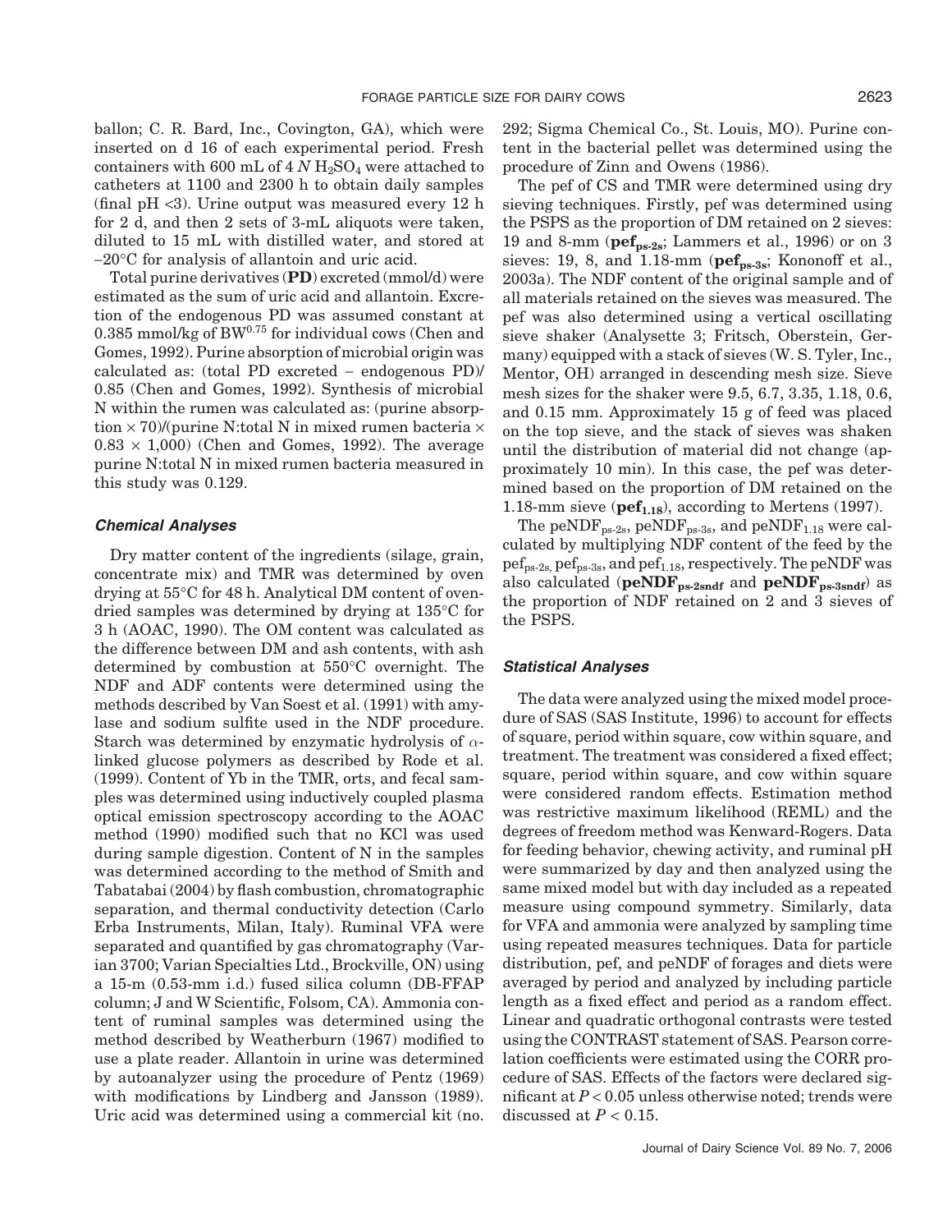ballon; C. R. Bard, Inc., Covington, GA), which were inserted on d 16 of each experimental period. Fresh containers with 600 mL of 4 *N* $H_2SO_4$ were attached to catheters at 1100 and 2300 h to obtain daily samples (final pH <3). Urine output was measured every 12 h for 2 d, and then 2 sets of 3-mL aliquots were taken, diluted to 15 mL with distilled water, and stored at −20°C for analysis of allantoin and uric acid.

Total purine derivatives (**PD**) excreted (mmol/d) were estimated as the sum of uric acid and allantoin. Excretion of the endogenous PD was assumed constant at 0.385 mmol/kg of $BW^{0.75}$ for individual cows (Chen and Gomes, 1992). Purine absorption of microbial origin was calculated as: (total PD excreted − endogenous PD)/ 0.85 (Chen and Gomes, 1992). Synthesis of microbial N within the rumen was calculated as: (purine absorption × 70)/(purine N:total N in mixed rumen bacteria × 0.83 × 1,000) (Chen and Gomes, 1992). The average purine N:total N in mixed rumen bacteria measured in this study was 0.129.

### *Chemical Analyses*

Dry matter content of the ingredients (silage, grain, concentrate mix) and TMR was determined by oven drying at 55°C for 48 h. Analytical DM content of oven-dried samples was determined by drying at 135°C for 3 h (AOAC, 1990). The OM content was calculated as the difference between DM and ash contents, with ash determined by combustion at 550°C overnight. The NDF and ADF contents were determined using the methods described by Van Soest et al. (1991) with amylase and sodium sulfite used in the NDF procedure. Starch was determined by enzymatic hydrolysis of α-linked glucose polymers as described by Rode et al. (1999). Content of Yb in the TMR, orts, and fecal samples was determined using inductively coupled plasma optical emission spectroscopy according to the AOAC method (1990) modified such that no KCl was used during sample digestion. Content of N in the samples was determined according to the method of Smith and Tabatabai (2004) by flash combustion, chromatographic separation, and thermal conductivity detection (Carlo Erba Instruments, Milan, Italy). Ruminal VFA were separated and quantified by gas chromatography (Varian 3700; Varian Specialties Ltd., Brockville, ON) using a 15-m (0.53-mm i.d.) fused silica column (DB-FFAP column; J and W Scientific, Folsom, CA). Ammonia content of ruminal samples was determined using the method described by Weatherburn (1967) modified to use a plate reader. Allantoin in urine was determined by autoanalyzer using the procedure of Pentz (1969) with modifications by Lindberg and Jansson (1989). Uric acid was determined using a commercial kit (no. 292; Sigma Chemical Co., St. Louis, MO). Purine content in the bacterial pellet was determined using the procedure of Zinn and Owens (1986).

The pef of CS and TMR were determined using dry sieving techniques. Firstly, pef was determined using the PSPS as the proportion of DM retained on 2 sieves: 19 and 8-mm (**$pef_{ps\text{-}2s}$**; Lammers et al., 1996) or on 3 sieves: 19, 8, and 1.18-mm (**$pef_{ps\text{-}3s}$**; Kononoff et al., 2003a). The NDF content of the original sample and of all materials retained on the sieves was measured. The pef was also determined using a vertical oscillating sieve shaker (Analysette 3; Fritsch, Oberstein, Germany) equipped with a stack of sieves (W. S. Tyler, Inc., Mentor, OH) arranged in descending mesh size. Sieve mesh sizes for the shaker were 9.5, 6.7, 3.35, 1.18, 0.6, and 0.15 mm. Approximately 15 g of feed was placed on the top sieve, and the stack of sieves was shaken until the distribution of material did not change (approximately 10 min). In this case, the pef was determined based on the proportion of DM retained on the 1.18-mm sieve (**$pef_{1.18}$**), according to Mertens (1997).

The $peNDF_{ps\text{-}2s}$, $peNDF_{ps\text{-}3s}$, and $peNDF_{1.18}$ were calculated by multiplying NDF content of the feed by the $pef_{ps\text{-}2s}$, $pef_{ps\text{-}3s}$, and $pef_{1.18}$, respectively. The peNDF was also calculated (**$peNDF_{ps\text{-}2sndf}$** and **$peNDF_{ps\text{-}3sndf}$**) as the proportion of NDF retained on 2 and 3 sieves of the PSPS.

### *Statistical Analyses*

The data were analyzed using the mixed model procedure of SAS (SAS Institute, 1996) to account for effects of square, period within square, cow within square, and treatment. The treatment was considered a fixed effect; square, period within square, and cow within square were considered random effects. Estimation method was restrictive maximum likelihood (REML) and the degrees of freedom method was Kenward-Rogers. Data for feeding behavior, chewing activity, and ruminal pH were summarized by day and then analyzed using the same mixed model but with day included as a repeated measure using compound symmetry. Similarly, data for VFA and ammonia were analyzed by sampling time using repeated measures techniques. Data for particle distribution, pef, and peNDF of forages and diets were averaged by period and analyzed by including particle length as a fixed effect and period as a random effect. Linear and quadratic orthogonal contrasts were tested using the CONTRAST statement of SAS. Pearson correlation coefficients were estimated using the CORR procedure of SAS. Effects of the factors were declared significant at $P < 0.05$ unless otherwise noted; trends were discussed at $P < 0.15$.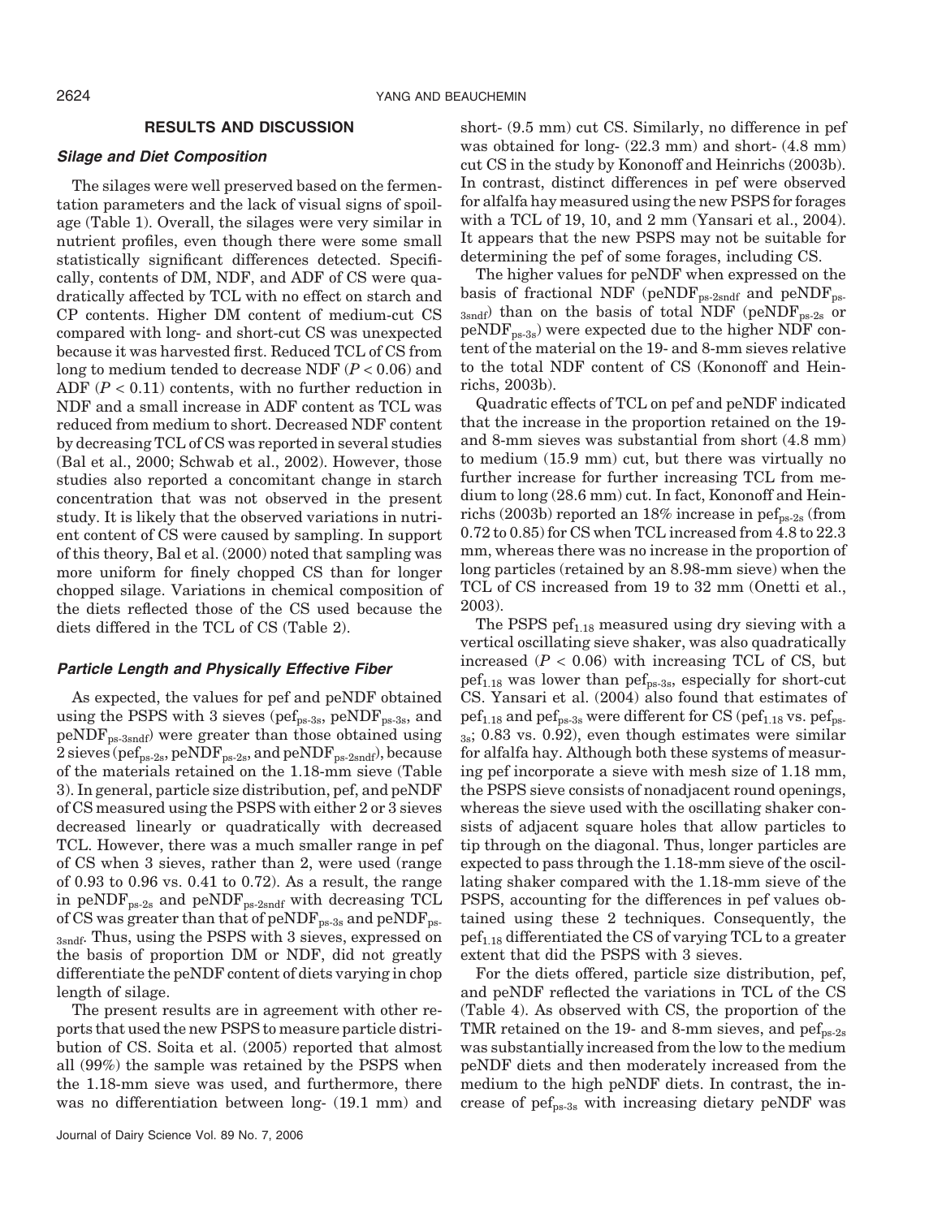## RESULTS AND DISCUSSION

### Silage and Diet Composition

The silages were well preserved based on the fermentation parameters and the lack of visual signs of spoilage (Table 1). Overall, the silages were very similar in nutrient profiles, even though there were some small statistically significant differences detected. Specifically, contents of DM, NDF, and ADF of CS were quadratically affected by TCL with no effect on starch and CP contents. Higher DM content of medium-cut CS compared with long- and short-cut CS was unexpected because it was harvested first. Reduced TCL of CS from long to medium tended to decrease NDF ($P < 0.06$) and ADF ($P < 0.11$) contents, with no further reduction in NDF and a small increase in ADF content as TCL was reduced from medium to short. Decreased NDF content by decreasing TCL of CS was reported in several studies (Bal et al., 2000; Schwab et al., 2002). However, those studies also reported a concomitant change in starch concentration that was not observed in the present study. It is likely that the observed variations in nutrient content of CS were caused by sampling. In support of this theory, Bal et al. (2000) noted that sampling was more uniform for finely chopped CS than for longer chopped silage. Variations in chemical composition of the diets reflected those of the CS used because the diets differed in the TCL of CS (Table 2).

### Particle Length and Physically Effective Fiber

As expected, the values for pef and peNDF obtained using the PSPS with 3 sieves ($pef_{ps\text{-}3s}$, $peNDF_{ps\text{-}3s}$, and $peNDF_{ps\text{-}3sndf}$) were greater than those obtained using 2 sieves ($pef_{ps\text{-}2s}$, $peNDF_{ps\text{-}2s}$, and $peNDF_{ps\text{-}2sndf}$), because of the materials retained on the 1.18-mm sieve (Table 3). In general, particle size distribution, pef, and peNDF of CS measured using the PSPS with either 2 or 3 sieves decreased linearly or quadratically with decreased TCL. However, there was a much smaller range in pef of CS when 3 sieves, rather than 2, were used (range of 0.93 to 0.96 vs. 0.41 to 0.72). As a result, the range in $peNDF_{ps\text{-}2s}$ and $peNDF_{ps\text{-}2sndf}$ with decreasing TCL of CS was greater than that of $peNDF_{ps\text{-}3s}$ and $peNDF_{ps\text{-}3sndf}$. Thus, using the PSPS with 3 sieves, expressed on the basis of proportion DM or NDF, did not greatly differentiate the peNDF content of diets varying in chop length of silage.

The present results are in agreement with other reports that used the new PSPS to measure particle distribution of CS. Soita et al. (2005) reported that almost all (99%) the sample was retained by the PSPS when the 1.18-mm sieve was used, and furthermore, there was no differentiation between long- (19.1 mm) and short- (9.5 mm) cut CS. Similarly, no difference in pef was obtained for long- (22.3 mm) and short- (4.8 mm) cut CS in the study by Kononoff and Heinrichs (2003b). In contrast, distinct differences in pef were observed for alfalfa hay measured using the new PSPS for forages with a TCL of 19, 10, and 2 mm (Yansari et al., 2004). It appears that the new PSPS may not be suitable for determining the pef of some forages, including CS.

The higher values for peNDF when expressed on the basis of fractional NDF ($peNDF_{ps\text{-}2sndf}$ and $peNDF_{ps\text{-}3sndf}$) than on the basis of total NDF ($peNDF_{ps\text{-}2s}$ or $peNDF_{ps\text{-}3s}$) were expected due to the higher NDF content of the material on the 19- and 8-mm sieves relative to the total NDF content of CS (Kononoff and Heinrichs, 2003b).

Quadratic effects of TCL on pef and peNDF indicated that the increase in the proportion retained on the 19- and 8-mm sieves was substantial from short (4.8 mm) to medium (15.9 mm) cut, but there was virtually no further increase for further increasing TCL from medium to long (28.6 mm) cut. In fact, Kononoff and Heinrichs (2003b) reported an 18% increase in $pef_{ps\text{-}2s}$ (from 0.72 to 0.85) for CS when TCL increased from 4.8 to 22.3 mm, whereas there was no increase in the proportion of long particles (retained by an 8.98-mm sieve) when the TCL of CS increased from 19 to 32 mm (Onetti et al., 2003).

The PSPS $pef_{1.18}$ measured using dry sieving with a vertical oscillating sieve shaker, was also quadratically increased ($P < 0.06$) with increasing TCL of CS, but $pef_{1.18}$ was lower than $pef_{ps\text{-}3s}$, especially for short-cut CS. Yansari et al. (2004) also found that estimates of $pef_{1.18}$ and $pef_{ps\text{-}3s}$ were different for CS ($pef_{1.18}$ vs. $pef_{ps\text{-}3s}$; 0.83 vs. 0.92), even though estimates were similar for alfalfa hay. Although both these systems of measuring pef incorporate a sieve with mesh size of 1.18 mm, the PSPS sieve consists of nonadjacent round openings, whereas the sieve used with the oscillating shaker consists of adjacent square holes that allow particles to tip through on the diagonal. Thus, longer particles are expected to pass through the 1.18-mm sieve of the oscillating shaker compared with the 1.18-mm sieve of the PSPS, accounting for the differences in pef values obtained using these 2 techniques. Consequently, the $pef_{1.18}$ differentiated the CS of varying TCL to a greater extent that did the PSPS with 3 sieves.

For the diets offered, particle size distribution, pef, and peNDF reflected the variations in TCL of the CS (Table 4). As observed with CS, the proportion of the TMR retained on the 19- and 8-mm sieves, and $pef_{ps\text{-}2s}$ was substantially increased from the low to the medium peNDF diets and then moderately increased from the medium to the high peNDF diets. In contrast, the increase of $pef_{ps\text{-}3s}$ with increasing dietary peNDF was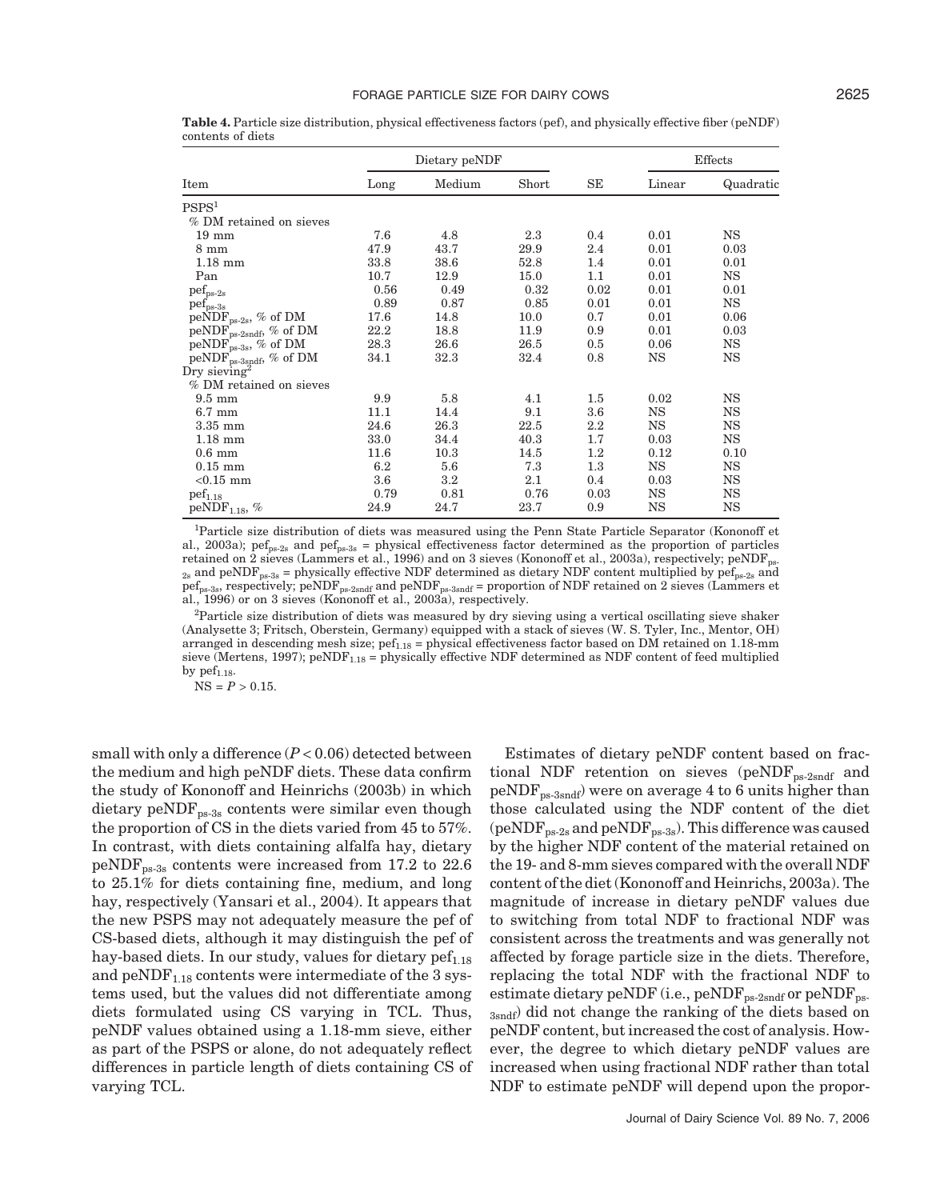**Table 4.** Particle size distribution, physical effectiveness factors (pef), and physically effective fiber (peNDF) contents of diets

| Item | Dietary peNDF | | | SE | Effects | |
|---|---|---|---|---|---|---|
| | Long | Medium | Short | | Linear | Quadratic |
| PSPS[1] | | | | | | |
| % DM retained on sieves | | | | | | |
| 19 mm | 7.6 | 4.8 | 2.3 | 0.4 | 0.01 | NS |
| 8 mm | 47.9 | 43.7 | 29.9 | 2.4 | 0.01 | 0.03 |
| 1.18 mm | 33.8 | 38.6 | 52.8 | 1.4 | 0.01 | 0.01 |
| Pan | 10.7 | 12.9 | 15.0 | 1.1 | 0.01 | NS |
| $pef_{ps\text{-}2s}$ | 0.56 | 0.49 | 0.32 | 0.02 | 0.01 | 0.01 |
| $pef_{ps\text{-}3s}$ | 0.89 | 0.87 | 0.85 | 0.01 | 0.01 | NS |
| $peNDF_{ps\text{-}2s}$, % of DM | 17.6 | 14.8 | 10.0 | 0.7 | 0.01 | 0.06 |
| $peNDF_{ps\text{-}2sndf}$, % of DM | 22.2 | 18.8 | 11.9 | 0.9 | 0.01 | 0.03 |
| $peNDF_{ps\text{-}3s}$, % of DM | 28.3 | 26.6 | 26.5 | 0.5 | 0.06 | NS |
| $peNDF_{ps\text{-}3sndf}$, % of DM | 34.1 | 32.3 | 32.4 | 0.8 | NS | NS |
| Dry sieving[2] | | | | | | |
| % DM retained on sieves | | | | | | |
| 9.5 mm | 9.9 | 5.8 | 4.1 | 1.5 | 0.02 | NS |
| 6.7 mm | 11.1 | 14.4 | 9.1 | 3.6 | NS | NS |
| 3.35 mm | 24.6 | 26.3 | 22.5 | 2.2 | NS | NS |
| 1.18 mm | 33.0 | 34.4 | 40.3 | 1.7 | 0.03 | NS |
| 0.6 mm | 11.6 | 10.3 | 14.5 | 1.2 | 0.12 | 0.10 |
| 0.15 mm | 6.2 | 5.6 | 7.3 | 1.3 | NS | NS |
| <0.15 mm | 3.6 | 3.2 | 2.1 | 0.4 | 0.03 | NS |
| $pef_{1.18}$ | 0.79 | 0.81 | 0.76 | 0.03 | NS | NS |
| $peNDF_{1.18}$, % | 24.9 | 24.7 | 23.7 | 0.9 | NS | NS |

[1]Particle size distribution of diets was measured using the Penn State Particle Separator (Kononoff et al., 2003a); $pef_{ps\text{-}2s}$ and $pef_{ps\text{-}3s}$ = physical effectiveness factor determined as the proportion of particles retained on 2 sieves (Lammers et al., 1996) and on 3 sieves (Kononoff et al., 2003a), respectively; $peNDF_{ps\text{-}2s}$ and $peNDF_{ps\text{-}3s}$ = physically effective NDF determined as dietary NDF content multiplied by $pef_{ps\text{-}2s}$ and $pef_{ps\text{-}3s}$, respectively; $peNDF_{ps\text{-}2sndf}$ and $peNDF_{ps\text{-}3sndf}$ = proportion of NDF retained on 2 sieves (Lammers et al., 1996) or on 3 sieves (Kononoff et al., 2003a), respectively.

[2]Particle size distribution of diets was measured by dry sieving using a vertical oscillating sieve shaker (Analysette 3; Fritsch, Oberstein, Germany) equipped with a stack of sieves (W. S. Tyler, Inc., Mentor, OH) arranged in descending mesh size; $pef_{1.18}$ = physical effectiveness factor based on DM retained on 1.18-mm sieve (Mertens, 1997); $peNDF_{1.18}$ = physically effective NDF determined as NDF content of feed multiplied by $pef_{1.18}$.

NS = $P > 0.15$.

small with only a difference ($P < 0.06$) detected between the medium and high peNDF diets. These data confirm the study of Kononoff and Heinrichs (2003b) in which dietary $peNDF_{ps\text{-}3s}$ contents were similar even though the proportion of CS in the diets varied from 45 to 57%. In contrast, with diets containing alfalfa hay, dietary $peNDF_{ps\text{-}3s}$ contents were increased from 17.2 to 22.6 to 25.1% for diets containing fine, medium, and long hay, respectively (Yansari et al., 2004). It appears that the new PSPS may not adequately measure the pef of CS-based diets, although it may distinguish the pef of hay-based diets. In our study, values for dietary $pef_{1.18}$ and $peNDF_{1.18}$ contents were intermediate of the 3 systems used, but the values did not differentiate among diets formulated using CS varying in TCL. Thus, peNDF values obtained using a 1.18-mm sieve, either as part of the PSPS or alone, do not adequately reflect differences in particle length of diets containing CS of varying TCL.

Estimates of dietary peNDF content based on fractional NDF retention on sieves ($peNDF_{ps\text{-}2sndf}$ and $peNDF_{ps\text{-}3sndf}$) were on average 4 to 6 units higher than those calculated using the NDF content of the diet ($peNDF_{ps\text{-}2s}$ and $peNDF_{ps\text{-}3s}$). This difference was caused by the higher NDF content of the material retained on the 19- and 8-mm sieves compared with the overall NDF content of the diet (Kononoff and Heinrichs, 2003a). The magnitude of increase in dietary peNDF values due to switching from total NDF to fractional NDF was consistent across the treatments and was generally not affected by forage particle size in the diets. Therefore, replacing the total NDF with the fractional NDF to estimate dietary peNDF (i.e., $peNDF_{ps\text{-}2sndf}$ or $peNDF_{ps\text{-}3sndf}$) did not change the ranking of the diets based on peNDF content, but increased the cost of analysis. However, the degree to which dietary peNDF values are increased when using fractional NDF rather than total NDF to estimate peNDF will depend upon the propor-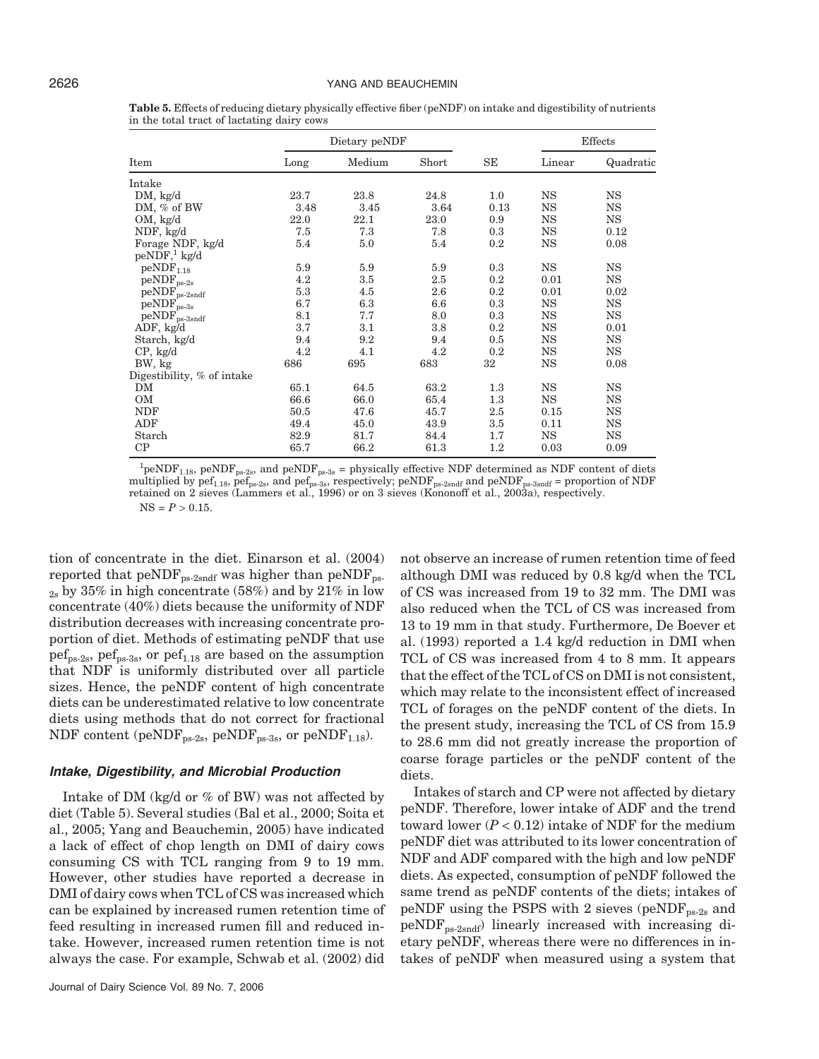**Table 5.** Effects of reducing dietary physically effective fiber (peNDF) on intake and digestibility of nutrients in the total tract of lactating dairy cows

| Item | Dietary peNDF | | | SE | Effects | |
|---|---|---|---|---|---|---|
| | Long | Medium | Short | | Linear | Quadratic |
| Intake | | | | | | |
| DM, kg/d | 23.7 | 23.8 | 24.8 | 1.0 | NS | NS |
| DM, % of BW | 3.48 | 3.45 | 3.64 | 0.13 | NS | NS |
| OM, kg/d | 22.0 | 22.1 | 23.0 | 0.9 | NS | NS |
| NDF, kg/d | 7.5 | 7.3 | 7.8 | 0.3 | NS | 0.12 |
| Forage NDF, kg/d | 5.4 | 5.0 | 5.4 | 0.2 | NS | 0.08 |
| peNDF,[1] kg/d | | | | | | |
| $peNDF_{1.18}$ | 5.9 | 5.9 | 5.9 | 0.3 | NS | NS |
| $peNDF_{ps\text{-}2s}$ | 4.2 | 3.5 | 2.5 | 0.2 | 0.01 | NS |
| $peNDF_{ps\text{-}2sndf}$ | 5.3 | 4.5 | 2.6 | 0.2 | 0.01 | 0.02 |
| $peNDF_{ps\text{-}3s}$ | 6.7 | 6.3 | 6.6 | 0.3 | NS | NS |
| $peNDF_{ps\text{-}3sndf}$ | 8.1 | 7.7 | 8.0 | 0.3 | NS | NS |
| ADF, kg/d | 3.7 | 3.1 | 3.8 | 0.2 | NS | 0.01 |
| Starch, kg/d | 9.4 | 9.2 | 9.4 | 0.5 | NS | NS |
| CP, kg/d | 4.2 | 4.1 | 4.2 | 0.2 | NS | NS |
| BW, kg | 686 | 695 | 683 | 32 | NS | 0.08 |
| Digestibility, % of intake | | | | | | |
| DM | 65.1 | 64.5 | 63.2 | 1.3 | NS | NS |
| OM | 66.6 | 66.0 | 65.4 | 1.3 | NS | NS |
| NDF | 50.5 | 47.6 | 45.7 | 2.5 | 0.15 | NS |
| ADF | 49.4 | 45.0 | 43.9 | 3.5 | 0.11 | NS |
| Starch | 82.9 | 81.7 | 84.4 | 1.7 | NS | NS |
| CP | 65.7 | 66.2 | 61.3 | 1.2 | 0.03 | 0.09 |

[1] $peNDF_{1.18}$, $peNDF_{ps\text{-}2s}$, and $peNDF_{ps\text{-}3s}$ = physically effective NDF determined as NDF content of diets multiplied by $pef_{1.18}$, $pef_{ps\text{-}2s}$, and $pef_{ps\text{-}3s}$, respectively; $peNDF_{ps\text{-}2sndf}$ and $peNDF_{ps\text{-}3sndf}$ = proportion of NDF retained on 2 sieves (Lammers et al., 1996) or on 3 sieves (Kononoff et al., 2003a), respectively.

NS = $P > 0.15$.

tion of concentrate in the diet. Einarson et al. (2004) reported that $peNDF_{ps\text{-}2sndf}$ was higher than $peNDF_{ps\text{-}2s}$ by 35% in high concentrate (58%) and by 21% in low concentrate (40%) diets because the uniformity of NDF distribution decreases with increasing concentrate proportion of diet. Methods of estimating peNDF that use $pef_{ps\text{-}2s}$, $pef_{ps\text{-}3s}$, or $pef_{1.18}$ are based on the assumption that NDF is uniformly distributed over all particle sizes. Hence, the peNDF content of high concentrate diets can be underestimated relative to low concentrate diets using methods that do not correct for fractional NDF content ($peNDF_{ps\text{-}2s}$, $peNDF_{ps\text{-}3s}$, or $peNDF_{1.18}$).

### *Intake, Digestibility, and Microbial Production*

Intake of DM (kg/d or % of BW) was not affected by diet (Table 5). Several studies (Bal et al., 2000; Soita et al., 2005; Yang and Beauchemin, 2005) have indicated a lack of effect of chop length on DMI of dairy cows consuming CS with TCL ranging from 9 to 19 mm. However, other studies have reported a decrease in DMI of dairy cows when TCL of CS was increased which can be explained by increased rumen retention time of feed resulting in increased rumen fill and reduced intake. However, increased rumen retention time is not always the case. For example, Schwab et al. (2002) did not observe an increase of rumen retention time of feed although DMI was reduced by 0.8 kg/d when the TCL of CS was increased from 19 to 32 mm. The DMI was also reduced when the TCL of CS was increased from 13 to 19 mm in that study. Furthermore, De Boever et al. (1993) reported a 1.4 kg/d reduction in DMI when TCL of CS was increased from 4 to 8 mm. It appears that the effect of the TCL of CS on DMI is not consistent, which may relate to the inconsistent effect of increased TCL of forages on the peNDF content of the diets. In the present study, increasing the TCL of CS from 15.9 to 28.6 mm did not greatly increase the proportion of coarse forage particles or the peNDF content of the diets.

Intakes of starch and CP were not affected by dietary peNDF. Therefore, lower intake of ADF and the trend toward lower ($P < 0.12$) intake of NDF for the medium peNDF diet was attributed to its lower concentration of NDF and ADF compared with the high and low peNDF diets. As expected, consumption of peNDF followed the same trend as peNDF contents of the diets; intakes of peNDF using the PSPS with 2 sieves ($peNDF_{ps\text{-}2s}$ and $peNDF_{ps\text{-}2sndf}$) linearly increased with increasing dietary peNDF, whereas there were no differences in intakes of peNDF when measured using a system that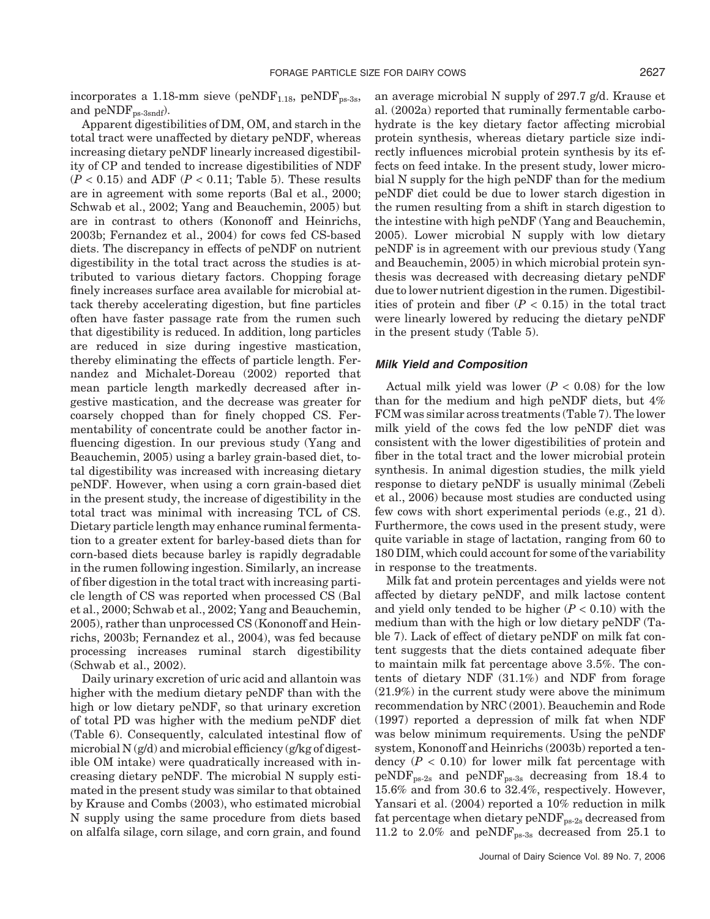incorporates a 1.18-mm sieve ($peNDF_{1.18}$, $peNDF_{ps\text{-}3s}$, and $peNDF_{ps\text{-}3sndf}$).

Apparent digestibilities of DM, OM, and starch in the total tract were unaffected by dietary peNDF, whereas increasing dietary peNDF linearly increased digestibility of CP and tended to increase digestibilities of NDF ($P < 0.15$) and ADF ($P < 0.11$; Table 5). These results are in agreement with some reports (Bal et al., 2000; Schwab et al., 2002; Yang and Beauchemin, 2005) but are in contrast to others (Kononoff and Heinrichs, 2003b; Fernandez et al., 2004) for cows fed CS-based diets. The discrepancy in effects of peNDF on nutrient digestibility in the total tract across the studies is attributed to various dietary factors. Chopping forage finely increases surface area available for microbial attack thereby accelerating digestion, but fine particles often have faster passage rate from the rumen such that digestibility is reduced. In addition, long particles are reduced in size during ingestive mastication, thereby eliminating the effects of particle length. Fernandez and Michalet-Doreau (2002) reported that mean particle length markedly decreased after ingestive mastication, and the decrease was greater for coarsely chopped than for finely chopped CS. Fermentability of concentrate could be another factor influencing digestion. In our previous study (Yang and Beauchemin, 2005) using a barley grain-based diet, total digestibility was increased with increasing dietary peNDF. However, when using a corn grain-based diet in the present study, the increase of digestibility in the total tract was minimal with increasing TCL of CS. Dietary particle length may enhance ruminal fermentation to a greater extent for barley-based diets than for corn-based diets because barley is rapidly degradable in the rumen following ingestion. Similarly, an increase of fiber digestion in the total tract with increasing particle length of CS was reported when processed CS (Bal et al., 2000; Schwab et al., 2002; Yang and Beauchemin, 2005), rather than unprocessed CS (Kononoff and Heinrichs, 2003b; Fernandez et al., 2004), was fed because processing increases ruminal starch digestibility (Schwab et al., 2002).

Daily urinary excretion of uric acid and allantoin was higher with the medium dietary peNDF than with the high or low dietary peNDF, so that urinary excretion of total PD was higher with the medium peNDF diet (Table 6). Consequently, calculated intestinal flow of microbial N (g/d) and microbial efficiency (g/kg of digestible OM intake) were quadratically increased with increasing dietary peNDF. The microbial N supply estimated in the present study was similar to that obtained by Krause and Combs (2003), who estimated microbial N supply using the same procedure from diets based on alfalfa silage, corn silage, and corn grain, and found an average microbial N supply of 297.7 g/d. Krause et al. (2002a) reported that ruminally fermentable carbohydrate is the key dietary factor affecting microbial protein synthesis, whereas dietary particle size indirectly influences microbial protein synthesis by its effects on feed intake. In the present study, lower microbial N supply for the high peNDF than for the medium peNDF diet could be due to lower starch digestion in the rumen resulting from a shift in starch digestion to the intestine with high peNDF (Yang and Beauchemin, 2005). Lower microbial N supply with low dietary peNDF is in agreement with our previous study (Yang and Beauchemin, 2005) in which microbial protein synthesis was decreased with decreasing dietary peNDF due to lower nutrient digestion in the rumen. Digestibilities of protein and fiber ($P < 0.15$) in the total tract were linearly lowered by reducing the dietary peNDF in the present study (Table 5).

### Milk Yield and Composition

Actual milk yield was lower ($P < 0.08$) for the low than for the medium and high peNDF diets, but 4% FCM was similar across treatments (Table 7). The lower milk yield of the cows fed the low peNDF diet was consistent with the lower digestibilities of protein and fiber in the total tract and the lower microbial protein synthesis. In animal digestion studies, the milk yield response to dietary peNDF is usually minimal (Zebeli et al., 2006) because most studies are conducted using few cows with short experimental periods (e.g., 21 d). Furthermore, the cows used in the present study, were quite variable in stage of lactation, ranging from 60 to 180 DIM, which could account for some of the variability in response to the treatments.

Milk fat and protein percentages and yields were not affected by dietary peNDF, and milk lactose content and yield only tended to be higher ($P < 0.10$) with the medium than with the high or low dietary peNDF (Table 7). Lack of effect of dietary peNDF on milk fat content suggests that the diets contained adequate fiber to maintain milk fat percentage above 3.5%. The contents of dietary NDF (31.1%) and NDF from forage (21.9%) in the current study were above the minimum recommendation by NRC (2001). Beauchemin and Rode (1997) reported a depression of milk fat when NDF was below minimum requirements. Using the peNDF system, Kononoff and Heinrichs (2003b) reported a tendency ($P < 0.10$) for lower milk fat percentage with $peNDF_{ps\text{-}2s}$ and $peNDF_{ps\text{-}3s}$ decreasing from 18.4 to 15.6% and from 30.6 to 32.4%, respectively. However, Yansari et al. (2004) reported a 10% reduction in milk fat percentage when dietary $peNDF_{ps\text{-}2s}$ decreased from 11.2 to 2.0% and $peNDF_{ps\text{-}3s}$ decreased from 25.1 to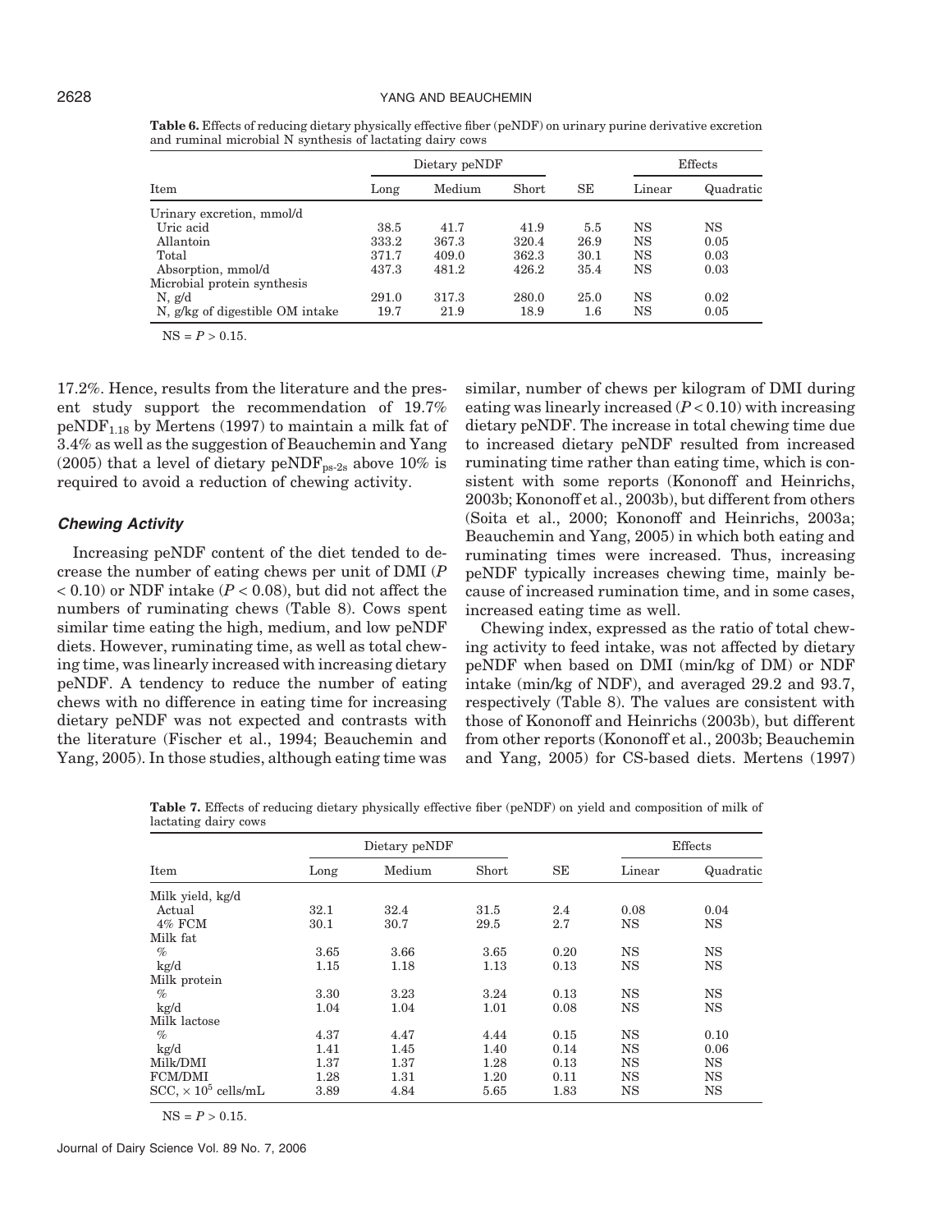**Table 6.** Effects of reducing dietary physically effective fiber (peNDF) on urinary purine derivative excretion and ruminal microbial N synthesis of lactating dairy cows

| Item | Dietary peNDF | | | SE | Effects | |
|---|---|---|---|---|---|---|
| | Long | Medium | Short | | Linear | Quadratic |
| Urinary excretion, mmol/d | | | | | | |
| Uric acid | 38.5 | 41.7 | 41.9 | 5.5 | NS | NS |
| Allantoin | 333.2 | 367.3 | 320.4 | 26.9 | NS | 0.05 |
| Total | 371.7 | 409.0 | 362.3 | 30.1 | NS | 0.03 |
| Absorption, mmol/d | 437.3 | 481.2 | 426.2 | 35.4 | NS | 0.03 |
| Microbial protein synthesis | | | | | | |
| N, g/d | 291.0 | 317.3 | 280.0 | 25.0 | NS | 0.02 |
| N, g/kg of digestible OM intake | 19.7 | 21.9 | 18.9 | 1.6 | NS | 0.05 |

NS = $P > 0.15$.

17.2%. Hence, results from the literature and the present study support the recommendation of 19.7% $\text{peNDF}_{1.18}$ by Mertens (1997) to maintain a milk fat of 3.4% as well as the suggestion of Beauchemin and Yang (2005) that a level of dietary $\text{peNDF}_{\text{ps-2s}}$ above 10% is required to avoid a reduction of chewing activity.

### *Chewing Activity*

Increasing peNDF content of the diet tended to decrease the number of eating chews per unit of DMI ($P < 0.10$) or NDF intake ($P < 0.08$), but did not affect the numbers of ruminating chews (Table 8). Cows spent similar time eating the high, medium, and low peNDF diets. However, ruminating time, as well as total chewing time, was linearly increased with increasing dietary peNDF. A tendency to reduce the number of eating chews with no difference in eating time for increasing dietary peNDF was not expected and contrasts with the literature (Fischer et al., 1994; Beauchemin and Yang, 2005). In those studies, although eating time was similar, number of chews per kilogram of DMI during eating was linearly increased ($P < 0.10$) with increasing dietary peNDF. The increase in total chewing time due to increased dietary peNDF resulted from increased ruminating time rather than eating time, which is consistent with some reports (Kononoff and Heinrichs, 2003b; Kononoff et al., 2003b), but different from others (Soita et al., 2000; Kononoff and Heinrichs, 2003a; Beauchemin and Yang, 2005) in which both eating and ruminating times were increased. Thus, increasing peNDF typically increases chewing time, mainly because of increased rumination time, and in some cases, increased eating time as well.

Chewing index, expressed as the ratio of total chewing activity to feed intake, was not affected by dietary peNDF when based on DMI (min/kg of DM) or NDF intake (min/kg of NDF), and averaged 29.2 and 93.7, respectively (Table 8). The values are consistent with those of Kononoff and Heinrichs (2003b), but different from other reports (Kononoff et al., 2003b; Beauchemin and Yang, 2005) for CS-based diets. Mertens (1997)

**Table 7.** Effects of reducing dietary physically effective fiber (peNDF) on yield and composition of milk of lactating dairy cows

| Item | Dietary peNDF | | | SE | Effects | |
|---|---|---|---|---|---|---|
| | Long | Medium | Short | | Linear | Quadratic |
| Milk yield, kg/d | | | | | | |
| Actual | 32.1 | 32.4 | 31.5 | 2.4 | 0.08 | 0.04 |
| 4% FCM | 30.1 | 30.7 | 29.5 | 2.7 | NS | NS |
| Milk fat | | | | | | |
| % | 3.65 | 3.66 | 3.65 | 0.20 | NS | NS |
| kg/d | 1.15 | 1.18 | 1.13 | 0.13 | NS | NS |
| Milk protein | | | | | | |
| % | 3.30 | 3.23 | 3.24 | 0.13 | NS | NS |
| kg/d | 1.04 | 1.04 | 1.01 | 0.08 | NS | NS |
| Milk lactose | | | | | | |
| % | 4.37 | 4.47 | 4.44 | 0.15 | NS | 0.10 |
| kg/d | 1.41 | 1.45 | 1.40 | 0.14 | NS | 0.06 |
| Milk/DMI | 1.37 | 1.37 | 1.28 | 0.13 | NS | NS |
| FCM/DMI | 1.28 | 1.31 | 1.20 | 0.11 | NS | NS |
| SCC, $\times 10^5$ cells/mL | 3.89 | 4.84 | 5.65 | 1.83 | NS | NS |

NS = $P > 0.15$.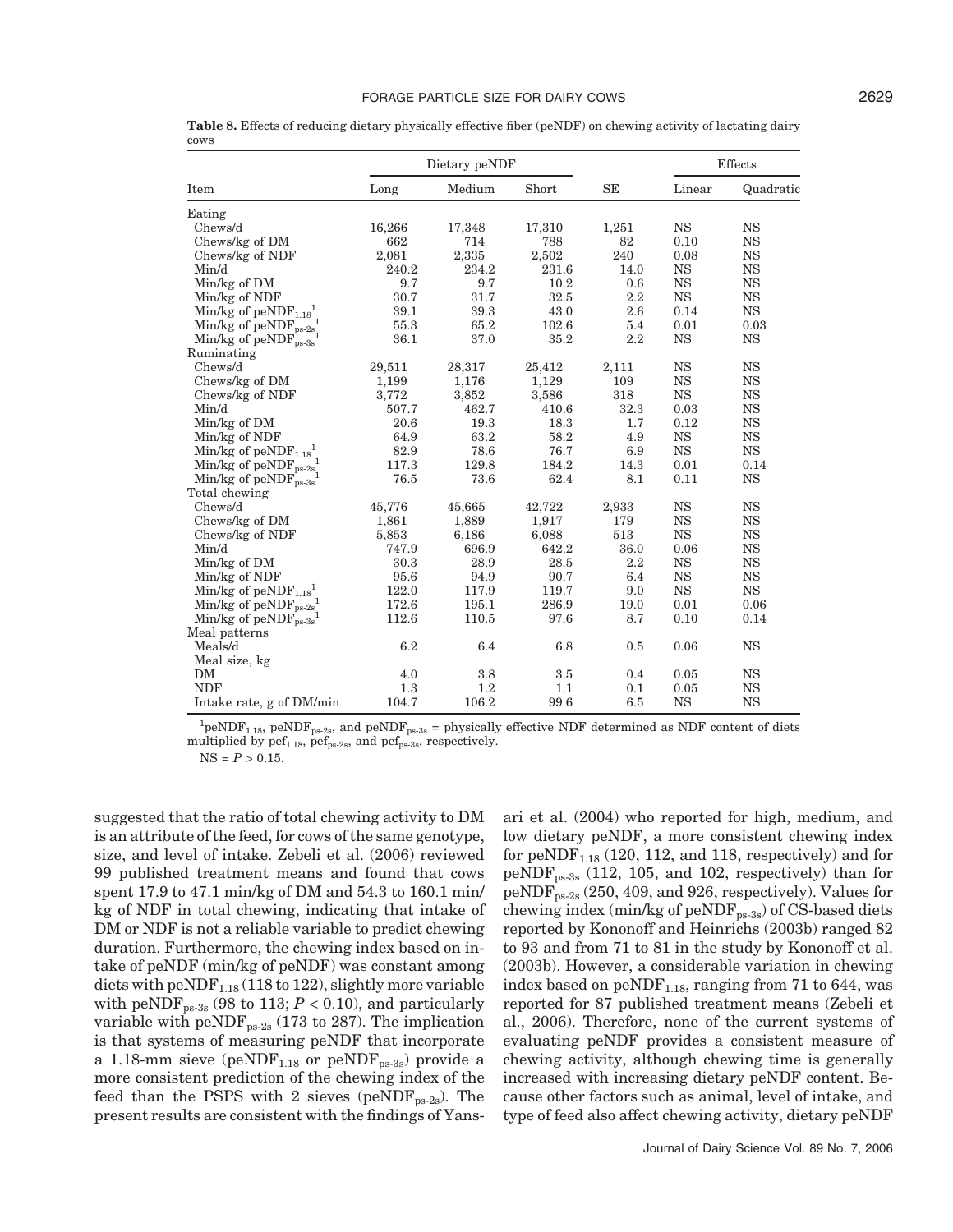**Table 8.** Effects of reducing dietary physically effective fiber (peNDF) on chewing activity of lactating dairy cows

| Item | Dietary peNDF | | | SE | Effects | |
|---|---|---|---|---|---|---|
| | Long | Medium | Short | | Linear | Quadratic |
| Eating | | | | | | |
| Chews/d | 16,266 | 17,348 | 17,310 | 1,251 | NS | NS |
| Chews/kg of DM | 662 | 714 | 788 | 82 | 0.10 | NS |
| Chews/kg of NDF | 2,081 | 2,335 | 2,502 | 240 | 0.08 | NS |
| Min/d | 240.2 | 234.2 | 231.6 | 14.0 | NS | NS |
| Min/kg of DM | 9.7 | 9.7 | 10.2 | 0.6 | NS | NS |
| Min/kg of NDF | 30.7 | 31.7 | 32.5 | 2.2 | NS | NS |
| Min/kg of $peNDF_{1.18}$[1] | 39.1 | 39.3 | 43.0 | 2.6 | 0.14 | NS |
| Min/kg of $peNDF_{ps\text{-}2s}$[1] | 55.3 | 65.2 | 102.6 | 5.4 | 0.01 | 0.03 |
| Min/kg of $peNDF_{ps\text{-}3s}$[1] | 36.1 | 37.0 | 35.2 | 2.2 | NS | NS |
| Ruminating | | | | | | |
| Chews/d | 29,511 | 28,317 | 25,412 | 2,111 | NS | NS |
| Chews/kg of DM | 1,199 | 1,176 | 1,129 | 109 | NS | NS |
| Chews/kg of NDF | 3,772 | 3,852 | 3,586 | 318 | NS | NS |
| Min/d | 507.7 | 462.7 | 410.6 | 32.3 | 0.03 | NS |
| Min/kg of DM | 20.6 | 19.3 | 18.3 | 1.7 | 0.12 | NS |
| Min/kg of NDF | 64.9 | 63.2 | 58.2 | 4.9 | NS | NS |
| Min/kg of $peNDF_{1.18}$[1] | 82.9 | 78.6 | 76.7 | 6.9 | NS | NS |
| Min/kg of $peNDF_{ps\text{-}2s}$[1] | 117.3 | 129.8 | 184.2 | 14.3 | 0.01 | 0.14 |
| Min/kg of $peNDF_{ps\text{-}3s}$[1] | 76.5 | 73.6 | 62.4 | 8.1 | 0.11 | NS |
| Total chewing | | | | | | |
| Chews/d | 45,776 | 45,665 | 42,722 | 2,933 | NS | NS |
| Chews/kg of DM | 1,861 | 1,889 | 1,917 | 179 | NS | NS |
| Chews/kg of NDF | 5,853 | 6,186 | 6,088 | 513 | NS | NS |
| Min/d | 747.9 | 696.9 | 642.2 | 36.0 | 0.06 | NS |
| Min/kg of DM | 30.3 | 28.9 | 28.5 | 2.2 | NS | NS |
| Min/kg of NDF | 95.6 | 94.9 | 90.7 | 6.4 | NS | NS |
| Min/kg of $peNDF_{1.18}$[1] | 122.0 | 117.9 | 119.7 | 9.0 | NS | NS |
| Min/kg of $peNDF_{ps\text{-}2s}$[1] | 172.6 | 195.1 | 286.9 | 19.0 | 0.01 | 0.06 |
| Min/kg of $peNDF_{ps\text{-}3s}$[1] | 112.6 | 110.5 | 97.6 | 8.7 | 0.10 | 0.14 |
| Meal patterns | | | | | | |
| Meals/d | 6.2 | 6.4 | 6.8 | 0.5 | 0.06 | NS |
| Meal size, kg | | | | | | |
| DM | 4.0 | 3.8 | 3.5 | 0.4 | 0.05 | NS |
| NDF | 1.3 | 1.2 | 1.1 | 0.1 | 0.05 | NS |
| Intake rate, g of DM/min | 104.7 | 106.2 | 99.6 | 6.5 | NS | NS |

[1] $peNDF_{1.18}$, $peNDF_{ps\text{-}2s}$, and $peNDF_{ps\text{-}3s}$ = physically effective NDF determined as NDF content of diets multiplied by $pef_{1.18}$, $pef_{ps\text{-}2s}$, and $pef_{ps\text{-}3s}$, respectively.

NS = $P > 0.15$.

suggested that the ratio of total chewing activity to DM is an attribute of the feed, for cows of the same genotype, size, and level of intake. Zebeli et al. (2006) reviewed 99 published treatment means and found that cows spent 17.9 to 47.1 min/kg of DM and 54.3 to 160.1 min/kg of NDF in total chewing, indicating that intake of DM or NDF is not a reliable variable to predict chewing duration. Furthermore, the chewing index based on intake of peNDF (min/kg of peNDF) was constant among diets with $peNDF_{1.18}$ (118 to 122), slightly more variable with $peNDF_{ps\text{-}3s}$ (98 to 113; $P < 0.10$), and particularly variable with $peNDF_{ps\text{-}2s}$ (173 to 287). The implication is that systems of measuring peNDF that incorporate a 1.18-mm sieve ($peNDF_{1.18}$ or $peNDF_{ps\text{-}3s}$) provide a more consistent prediction of the chewing index of the feed than the PSPS with 2 sieves ($peNDF_{ps\text{-}2s}$). The present results are consistent with the findings of Yansari et al. (2004) who reported for high, medium, and low dietary peNDF, a more consistent chewing index for $peNDF_{1.18}$ (120, 112, and 118, respectively) and for $peNDF_{ps\text{-}3s}$ (112, 105, and 102, respectively) than for $peNDF_{ps\text{-}2s}$ (250, 409, and 926, respectively). Values for chewing index (min/kg of $peNDF_{ps\text{-}3s}$) of CS-based diets reported by Kononoff and Heinrichs (2003b) ranged 82 to 93 and from 71 to 81 in the study by Kononoff et al. (2003b). However, a considerable variation in chewing index based on $peNDF_{1.18}$, ranging from 71 to 644, was reported for 87 published treatment means (Zebeli et al., 2006). Therefore, none of the current systems of evaluating peNDF provides a consistent measure of chewing activity, although chewing time is generally increased with increasing dietary peNDF content. Because other factors such as animal, level of intake, and type of feed also affect chewing activity, dietary peNDF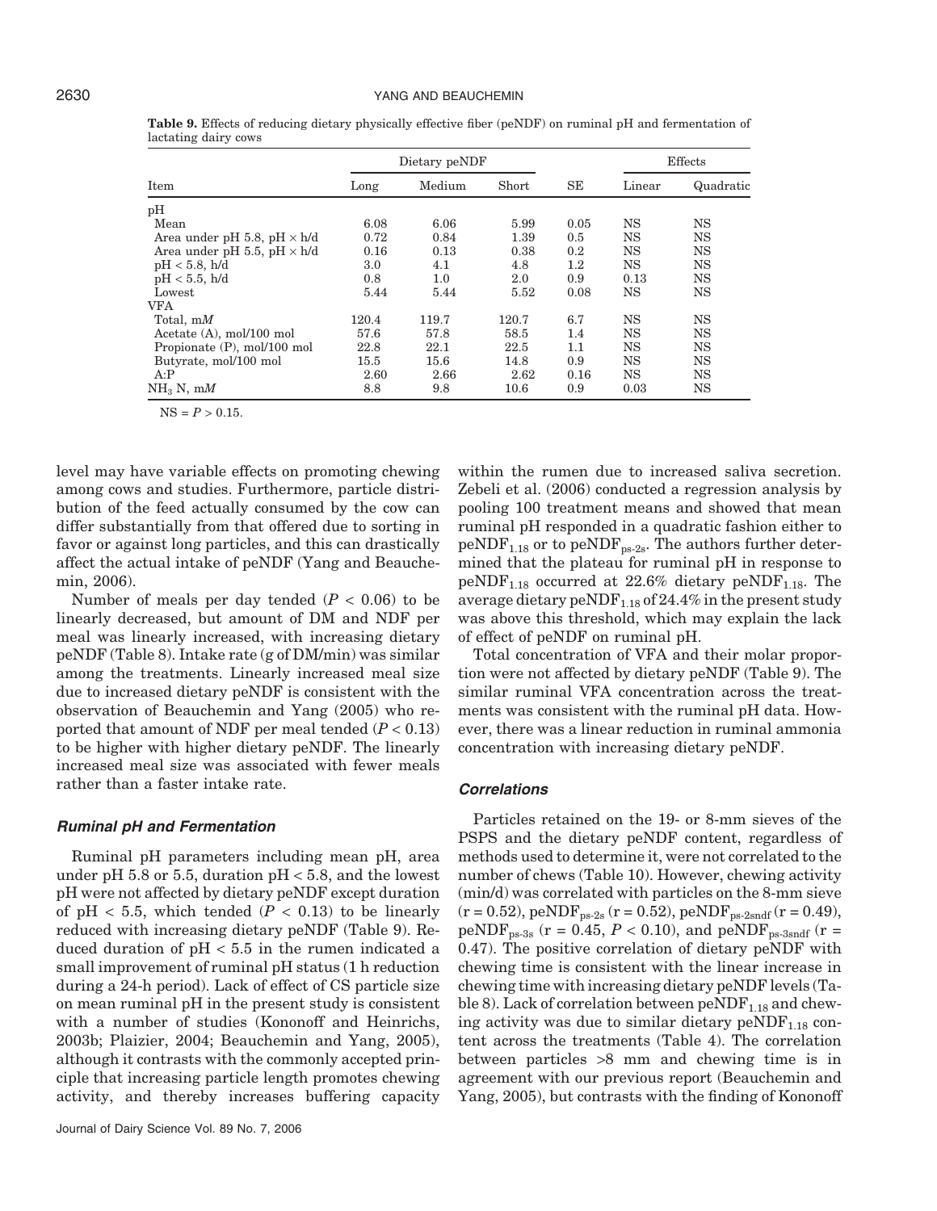**Table 9.** Effects of reducing dietary physically effective fiber (peNDF) on ruminal pH and fermentation of lactating dairy cows

| Item | Dietary peNDF | | | SE | Effects | |
|---|---|---|---|---|---|---|
| | Long | Medium | Short | | Linear | Quadratic |
| pH | | | | | | |
| Mean | 6.08 | 6.06 | 5.99 | 0.05 | NS | NS |
| Area under pH 5.8, pH × h/d | 0.72 | 0.84 | 1.39 | 0.5 | NS | NS |
| Area under pH 5.5, pH × h/d | 0.16 | 0.13 | 0.38 | 0.2 | NS | NS |
| pH < 5.8, h/d | 3.0 | 4.1 | 4.8 | 1.2 | NS | NS |
| pH < 5.5, h/d | 0.8 | 1.0 | 2.0 | 0.9 | 0.13 | NS |
| Lowest | 5.44 | 5.44 | 5.52 | 0.08 | NS | NS |
| VFA | | | | | | |
| Total, m*M* | 120.4 | 119.7 | 120.7 | 6.7 | NS | NS |
| Acetate (A), mol/100 mol | 57.6 | 57.8 | 58.5 | 1.4 | NS | NS |
| Propionate (P), mol/100 mol | 22.8 | 22.1 | 22.5 | 1.1 | NS | NS |
| Butyrate, mol/100 mol | 15.5 | 15.6 | 14.8 | 0.9 | NS | NS |
| A:P | 2.60 | 2.66 | 2.62 | 0.16 | NS | NS |
| $NH_3$ N, m*M* | 8.8 | 9.8 | 10.6 | 0.9 | 0.03 | NS |

NS = $P > 0.15$.

level may have variable effects on promoting chewing among cows and studies. Furthermore, particle distribution of the feed actually consumed by the cow can differ substantially from that offered due to sorting in favor or against long particles, and this can drastically affect the actual intake of peNDF (Yang and Beauchemin, 2006).

Number of meals per day tended ($P < 0.06$) to be linearly decreased, but amount of DM and NDF per meal was linearly increased, with increasing dietary peNDF (Table 8). Intake rate (g of DM/min) was similar among the treatments. Linearly increased meal size due to increased dietary peNDF is consistent with the observation of Beauchemin and Yang (2005) who reported that amount of NDF per meal tended ($P < 0.13$) to be higher with higher dietary peNDF. The linearly increased meal size was associated with fewer meals rather than a faster intake rate.

### *Ruminal pH and Fermentation*

Ruminal pH parameters including mean pH, area under pH 5.8 or 5.5, duration pH < 5.8, and the lowest pH were not affected by dietary peNDF except duration of pH < 5.5, which tended ($P < 0.13$) to be linearly reduced with increasing dietary peNDF (Table 9). Reduced duration of pH < 5.5 in the rumen indicated a small improvement of ruminal pH status (1 h reduction during a 24-h period). Lack of effect of CS particle size on mean ruminal pH in the present study is consistent with a number of studies (Kononoff and Heinrichs, 2003b; Plaizier, 2004; Beauchemin and Yang, 2005), although it contrasts with the commonly accepted principle that increasing particle length promotes chewing activity, and thereby increases buffering capacity within the rumen due to increased saliva secretion. Zebeli et al. (2006) conducted a regression analysis by pooling 100 treatment means and showed that mean ruminal pH responded in a quadratic fashion either to $peNDF_{1.18}$ or to $peNDF_{ps\text{-}2s}$. The authors further determined that the plateau for ruminal pH in response to $peNDF_{1.18}$ occurred at 22.6% dietary $peNDF_{1.18}$. The average dietary $peNDF_{1.18}$ of 24.4% in the present study was above this threshold, which may explain the lack of effect of peNDF on ruminal pH.

Total concentration of VFA and their molar proportion were not affected by dietary peNDF (Table 9). The similar ruminal VFA concentration across the treatments was consistent with the ruminal pH data. However, there was a linear reduction in ruminal ammonia concentration with increasing dietary peNDF.

### *Correlations*

Particles retained on the 19- or 8-mm sieves of the PSPS and the dietary peNDF content, regardless of methods used to determine it, were not correlated to the number of chews (Table 10). However, chewing activity (min/d) was correlated with particles on the 8-mm sieve (r = 0.52), $peNDF_{ps\text{-}2s}$ (r = 0.52), $peNDF_{ps\text{-}2sndf}$ (r = 0.49), $peNDF_{ps\text{-}3s}$ (r = 0.45, $P < 0.10$), and $peNDF_{ps\text{-}3sndf}$ (r = 0.47). The positive correlation of dietary peNDF with chewing time is consistent with the linear increase in chewing time with increasing dietary peNDF levels (Table 8). Lack of correlation between $peNDF_{1.18}$ and chewing activity was due to similar dietary $peNDF_{1.18}$ content across the treatments (Table 4). The correlation between particles >8 mm and chewing time is in agreement with our previous report (Beauchemin and Yang, 2005), but contrasts with the finding of Kononoff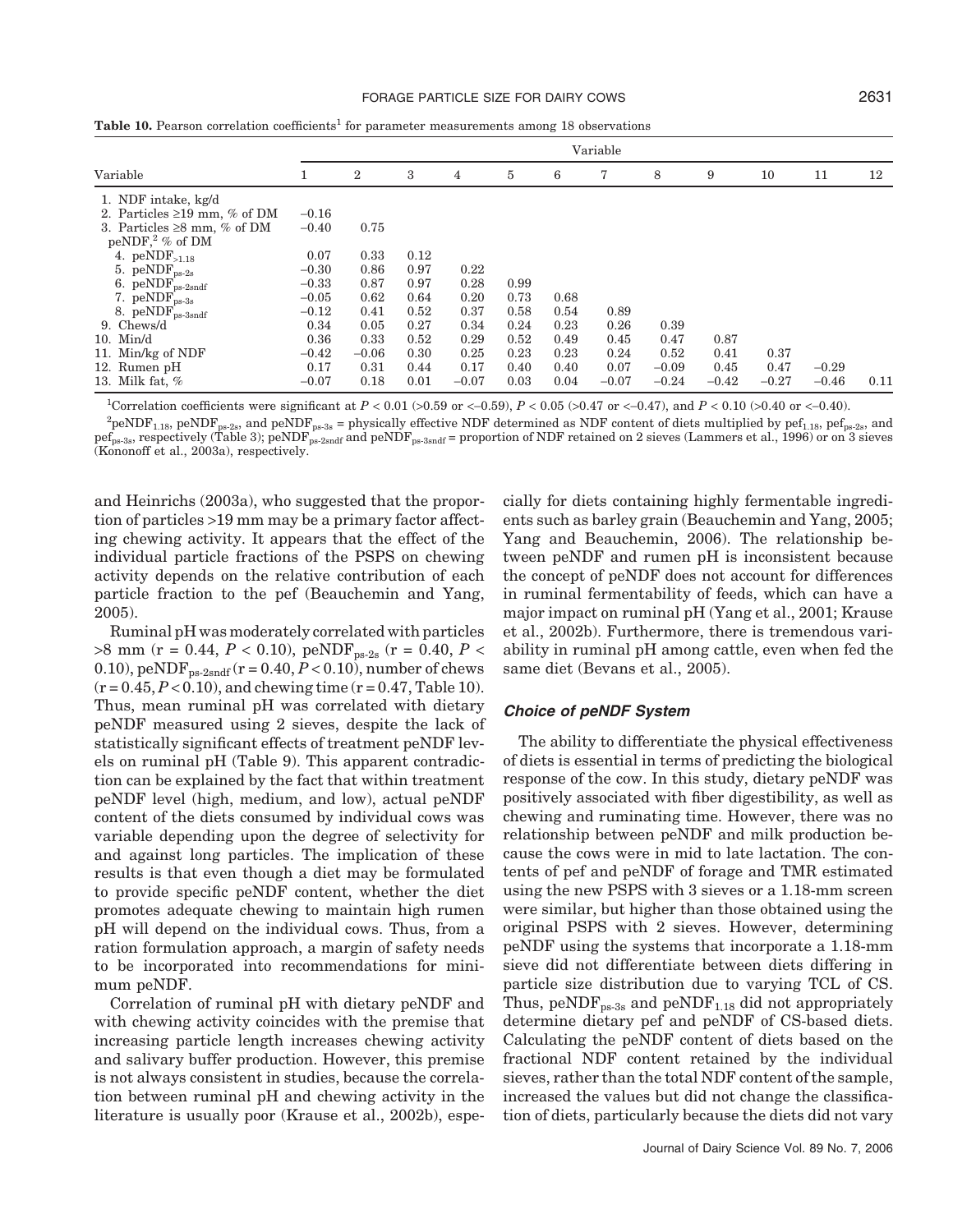**Table 10.** Pearson correlation coefficients[1] for parameter measurements among 18 observations

| Variable | 1 | 2 | 3 | 4 | 5 | 6 | 7 | 8 | 9 | 10 | 11 | 12 |
|---|---|---|---|---|---|---|---|---|---|---|---|---|
| 1. NDF intake, kg/d | | | | | | | | | | | | |
| 2. Particles ≥19 mm, % of DM | −0.16 | | | | | | | | | | | |
| 3. Particles ≥8 mm, % of DM | −0.40 | 0.75 | | | | | | | | | | |
| peNDF,[2] % of DM | | | | | | | | | | | | |
| 4. $peNDF_{>1.18}$ | 0.07 | 0.33 | 0.12 | | | | | | | | | |
| 5. $peNDF_{ps\text{-}2s}$ | −0.30 | 0.86 | 0.97 | 0.22 | | | | | | | | |
| 6. $peNDF_{ps\text{-}2sndf}$ | −0.33 | 0.87 | 0.97 | 0.28 | 0.99 | | | | | | | |
| 7. $peNDF_{ps\text{-}3s}$ | −0.05 | 0.62 | 0.64 | 0.20 | 0.73 | 0.68 | | | | | | |
| 8. $peNDF_{ps\text{-}3sndf}$ | −0.12 | 0.41 | 0.52 | 0.37 | 0.58 | 0.54 | 0.89 | | | | | |
| 9. Chews/d | 0.34 | 0.05 | 0.27 | 0.34 | 0.24 | 0.23 | 0.26 | 0.39 | | | | |
| 10. Min/d | 0.36 | 0.33 | 0.52 | 0.29 | 0.52 | 0.49 | 0.45 | 0.47 | 0.87 | | | |
| 11. Min/kg of NDF | −0.42 | −0.06 | 0.30 | 0.25 | 0.23 | 0.23 | 0.24 | 0.52 | 0.41 | 0.37 | | |
| 12. Rumen pH | 0.17 | 0.31 | 0.44 | 0.17 | 0.40 | 0.40 | 0.07 | −0.09 | 0.45 | 0.47 | −0.29 | |
| 13. Milk fat, % | −0.07 | 0.18 | 0.01 | −0.07 | 0.03 | 0.04 | −0.07 | −0.24 | −0.42 | −0.27 | −0.46 | 0.11 |

[1]Correlation coefficients were significant at $P < 0.01$ (>0.59 or <−0.59), $P < 0.05$ (>0.47 or <−0.47), and $P < 0.10$ (>0.40 or <−0.40).

[2]$peNDF_{1.18}$, $peNDF_{ps\text{-}2s}$, and $peNDF_{ps\text{-}3s}$ = physically effective NDF determined as NDF content of diets multiplied by $pef_{1.18}$, $pef_{ps\text{-}2s}$, and $pef_{ps\text{-}3s}$, respectively (Table 3); $peNDF_{ps\text{-}2sndf}$ and $peNDF_{ps\text{-}3sndf}$ = proportion of NDF retained on 2 sieves (Lammers et al., 1996) or on 3 sieves (Kononoff et al., 2003a), respectively.

and Heinrichs (2003a), who suggested that the proportion of particles >19 mm may be a primary factor affecting chewing activity. It appears that the effect of the individual particle fractions of the PSPS on chewing activity depends on the relative contribution of each particle fraction to the pef (Beauchemin and Yang, 2005).

Ruminal pH was moderately correlated with particles >8 mm ($r = 0.44$, $P < 0.10$), $peNDF_{ps\text{-}2s}$ ($r = 0.40$, $P < 0.10$), $peNDF_{ps\text{-}2sndf}$ ($r = 0.40$, $P < 0.10$), number of chews ($r = 0.45$, $P < 0.10$), and chewing time ($r = 0.47$, Table 10). Thus, mean ruminal pH was correlated with dietary peNDF measured using 2 sieves, despite the lack of statistically significant effects of treatment peNDF levels on ruminal pH (Table 9). This apparent contradiction can be explained by the fact that within treatment peNDF level (high, medium, and low), actual peNDF content of the diets consumed by individual cows was variable depending upon the degree of selectivity for and against long particles. The implication of these results is that even though a diet may be formulated to provide specific peNDF content, whether the diet promotes adequate chewing to maintain high rumen pH will depend on the individual cows. Thus, from a ration formulation approach, a margin of safety needs to be incorporated into recommendations for minimum peNDF.

Correlation of ruminal pH with dietary peNDF and with chewing activity coincides with the premise that increasing particle length increases chewing activity and salivary buffer production. However, this premise is not always consistent in studies, because the correlation between ruminal pH and chewing activity in the literature is usually poor (Krause et al., 2002b), especially for diets containing highly fermentable ingredients such as barley grain (Beauchemin and Yang, 2005; Yang and Beauchemin, 2006). The relationship between peNDF and rumen pH is inconsistent because the concept of peNDF does not account for differences in ruminal fermentability of feeds, which can have a major impact on ruminal pH (Yang et al., 2001; Krause et al., 2002b). Furthermore, there is tremendous variability in ruminal pH among cattle, even when fed the same diet (Bevans et al., 2005).

### *Choice of peNDF System*

The ability to differentiate the physical effectiveness of diets is essential in terms of predicting the biological response of the cow. In this study, dietary peNDF was positively associated with fiber digestibility, as well as chewing and ruminating time. However, there was no relationship between peNDF and milk production because the cows were in mid to late lactation. The contents of pef and peNDF of forage and TMR estimated using the new PSPS with 3 sieves or a 1.18-mm screen were similar, but higher than those obtained using the original PSPS with 2 sieves. However, determining peNDF using the systems that incorporate a 1.18-mm sieve did not differentiate between diets differing in particle size distribution due to varying TCL of CS. Thus, $peNDF_{ps\text{-}3s}$ and $peNDF_{1.18}$ did not appropriately determine dietary pef and peNDF of CS-based diets. Calculating the peNDF content of diets based on the fractional NDF content retained by the individual sieves, rather than the total NDF content of the sample, increased the values but did not change the classification of diets, particularly because the diets did not vary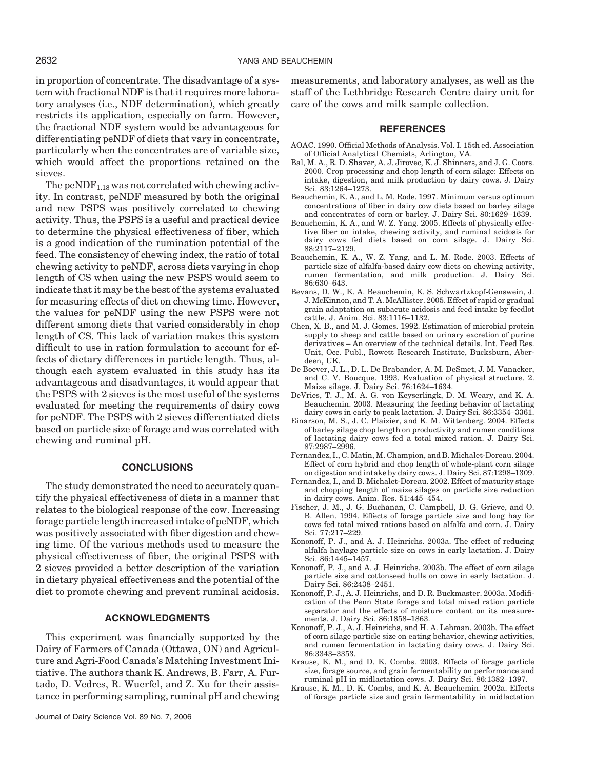in proportion of concentrate. The disadvantage of a system with fractional NDF is that it requires more laboratory analyses (i.e., NDF determination), which greatly restricts its application, especially on farm. However, the fractional NDF system would be advantageous for differentiating peNDF of diets that vary in concentrate, particularly when the concentrates are of variable size, which would affect the proportions retained on the sieves.

The $peNDF_{1.18}$ was not correlated with chewing activity. In contrast, peNDF measured by both the original and new PSPS was positively correlated to chewing activity. Thus, the PSPS is a useful and practical device to determine the physical effectiveness of fiber, which is a good indication of the rumination potential of the feed. The consistency of chewing index, the ratio of total chewing activity to peNDF, across diets varying in chop length of CS when using the new PSPS would seem to indicate that it may be the best of the systems evaluated for measuring effects of diet on chewing time. However, the values for peNDF using the new PSPS were not different among diets that varied considerably in chop length of CS. This lack of variation makes this system difficult to use in ration formulation to account for effects of dietary differences in particle length. Thus, although each system evaluated in this study has its advantageous and disadvantages, it would appear that the PSPS with 2 sieves is the most useful of the systems evaluated for meeting the requirements of dairy cows for peNDF. The PSPS with 2 sieves differentiated diets based on particle size of forage and was correlated with chewing and ruminal pH.

## CONCLUSIONS

The study demonstrated the need to accurately quantify the physical effectiveness of diets in a manner that relates to the biological response of the cow. Increasing forage particle length increased intake of peNDF, which was positively associated with fiber digestion and chewing time. Of the various methods used to measure the physical effectiveness of fiber, the original PSPS with 2 sieves provided a better description of the variation in dietary physical effectiveness and the potential of the diet to promote chewing and prevent ruminal acidosis.

## ACKNOWLEDGMENTS

This experiment was financially supported by the Dairy of Farmers of Canada (Ottawa, ON) and Agriculture and Agri-Food Canada's Matching Investment Initiative. The authors thank K. Andrews, B. Farr, A. Furtado, D. Vedres, R. Wuerfel, and Z. Xu for their assistance in performing sampling, ruminal pH and chewing measurements, and laboratory analyses, as well as the staff of the Lethbridge Research Centre dairy unit for care of the cows and milk sample collection.

## REFERENCES

AOAC. 1990. Official Methods of Analysis. Vol. I. 15th ed. Association of Official Analytical Chemists, Arlington, VA.

Bal, M. A., R. D. Shaver, A. J. Jirovec, K. J. Shinners, and J. G. Coors. 2000. Crop processing and chop length of corn silage: Effects on intake, digestion, and milk production by dairy cows. J. Dairy Sci. 83:1264–1273.

Beauchemin, K. A., and L. M. Rode. 1997. Minimum versus optimum concentrations of fiber in dairy cow diets based on barley silage and concentrates of corn or barley. J. Dairy Sci. 80:1629–1639.

Beauchemin, K. A., and W. Z. Yang. 2005. Effects of physically effective fiber on intake, chewing activity, and ruminal acidosis for dairy cows fed diets based on corn silage. J. Dairy Sci. 88:2117–2129.

Beauchemin, K. A., W. Z. Yang, and L. M. Rode. 2003. Effects of particle size of alfalfa-based dairy cow diets on chewing activity, rumen fermentation, and milk production. J. Dairy Sci. 86:630–643.

Bevans, D. W., K. A. Beauchemin, K. S. Schwartzkopf-Genswein, J. J. McKinnon, and T. A. McAllister. 2005. Effect of rapid or gradual grain adaptation on subacute acidosis and feed intake by feedlot cattle. J. Anim. Sci. 83:1116–1132.

Chen, X. B., and M. J. Gomes. 1992. Estimation of microbial protein supply to sheep and cattle based on urinary excretion of purine derivatives – An overview of the technical details. Int. Feed Res. Unit, Occ. Publ., Rowett Research Institute, Bucksburn, Aberdeen, UK.

De Boever, J. L., D. L. De Brabander, A. M. DeSmet, J. M. Vanacker, and C. V. Boucque. 1993. Evaluation of physical structure. 2. Maize silage. J. Dairy Sci. 76:1624–1634.

DeVries, T. J., M. A. G. von Keyserlingk, D. M. Weary, and K. A. Beauchemin. 2003. Measuring the feeding behavior of lactating dairy cows in early to peak lactation. J. Dairy Sci. 86:3354–3361.

Einarson, M. S., J. C. Plaizier, and K. M. Wittenberg. 2004. Effects of barley silage chop length on productivity and rumen conditions of lactating dairy cows fed a total mixed ration. J. Dairy Sci. 87:2987–2996.

Fernandez, I., C. Matin, M. Champion, and B. Michalet-Doreau. 2004. Effect of corn hybrid and chop length of whole-plant corn silage on digestion and intake by dairy cows. J. Dairy Sci. 87:1298–1309.

Fernandez, I., and B. Michalet-Doreau. 2002. Effect of maturity stage and chopping length of maize silages on particle size reduction in dairy cows. Anim. Res. 51:445–454.

Fischer, J. M., J. G. Buchanan, C. Campbell, D. G. Grieve, and O. B. Allen. 1994. Effects of forage particle size and long hay for cows fed total mixed rations based on alfalfa and corn. J. Dairy Sci. 77:217–229.

Kononoff, P. J., and A. J. Heinrichs. 2003a. The effect of reducing alfalfa haylage particle size on cows in early lactation. J. Dairy Sci. 86:1445–1457.

Kononoff, P. J., and A. J. Heinrichs. 2003b. The effect of corn silage particle size and cottonseed hulls on cows in early lactation. J. Dairy Sci. 86:2438–2451.

Kononoff, P. J., A. J. Heinrichs, and D. R. Buckmaster. 2003a. Modification of the Penn State forage and total mixed ration particle separator and the effects of moisture content on its measurements. J. Dairy Sci. 86:1858–1863.

Kononoff, P. J., A. J. Heinrichs, and H. A. Lehman. 2003b. The effect of corn silage particle size on eating behavior, chewing activities, and rumen fermentation in lactating dairy cows. J. Dairy Sci. 86:3343–3353.

Krause, K. M., and D. K. Combs. 2003. Effects of forage particle size, forage source, and grain fermentability on performance and ruminal pH in midlactation cows. J. Dairy Sci. 86:1382–1397.

Krause, K. M., D. K. Combs, and K. A. Beauchemin. 2002a. Effects of forage particle size and grain fermentability in midlactation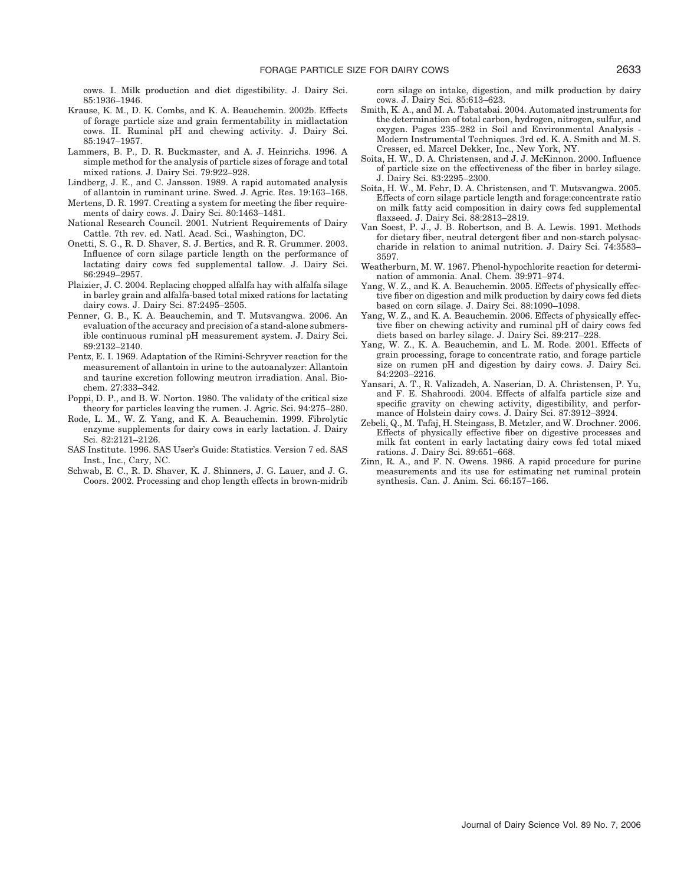cows. I. Milk production and diet digestibility. J. Dairy Sci. 85:1936–1946.

Krause, K. M., D. K. Combs, and K. A. Beauchemin. 2002b. Effects of forage particle size and grain fermentability in midlactation cows. II. Ruminal pH and chewing activity. J. Dairy Sci. 85:1947–1957.

Lammers, B. P., D. R. Buckmaster, and A. J. Heinrichs. 1996. A simple method for the analysis of particle sizes of forage and total mixed rations. J. Dairy Sci. 79:922–928.

Lindberg, J. E., and C. Jansson. 1989. A rapid automated analysis of allantoin in ruminant urine. Swed. J. Agric. Res. 19:163–168.

Mertens, D. R. 1997. Creating a system for meeting the fiber requirements of dairy cows. J. Dairy Sci. 80:1463–1481.

National Research Council. 2001. Nutrient Requirements of Dairy Cattle. 7th rev. ed. Natl. Acad. Sci., Washington, DC.

Onetti, S. G., R. D. Shaver, S. J. Bertics, and R. R. Grummer. 2003. Influence of corn silage particle length on the performance of lactating dairy cows fed supplemental tallow. J. Dairy Sci. 86:2949–2957.

Plaizier, J. C. 2004. Replacing chopped alfalfa hay with alfalfa silage in barley grain and alfalfa-based total mixed rations for lactating dairy cows. J. Dairy Sci. 87:2495–2505.

Penner, G. B., K. A. Beauchemin, and T. Mutsvangwa. 2006. An evaluation of the accuracy and precision of a stand-alone submersible continuous ruminal pH measurement system. J. Dairy Sci. 89:2132–2140.

Pentz, E. I. 1969. Adaptation of the Rimini-Schryver reaction for the measurement of allantoin in urine to the autoanalyzer: Allantoin and taurine excretion following meutron irradiation. Anal. Biochem. 27:333–342.

Poppi, D. P., and B. W. Norton. 1980. The validaty of the critical size theory for particles leaving the rumen. J. Agric. Sci. 94:275–280.

Rode, L. M., W. Z. Yang, and K. A. Beauchemin. 1999. Fibrolytic enzyme supplements for dairy cows in early lactation. J. Dairy Sci. 82:2121–2126.

SAS Institute. 1996. SAS User's Guide: Statistics. Version 7 ed. SAS Inst., Inc., Cary, NC.

Schwab, E. C., R. D. Shaver, K. J. Shinners, J. G. Lauer, and J. G. Coors. 2002. Processing and chop length effects in brown-midrib corn silage on intake, digestion, and milk production by dairy cows. J. Dairy Sci. 85:613–623.

Smith, K. A., and M. A. Tabatabai. 2004. Automated instruments for the determination of total carbon, hydrogen, nitrogen, sulfur, and oxygen. Pages 235–282 in Soil and Environmental Analysis - Modern Instrumental Techniques. 3rd ed. K. A. Smith and M. S. Cresser, ed. Marcel Dekker, Inc., New York, NY.

Soita, H. W., D. A. Christensen, and J. J. McKinnon. 2000. Influence of particle size on the effectiveness of the fiber in barley silage. J. Dairy Sci. 83:2295–2300.

Soita, H. W., M. Fehr, D. A. Christensen, and T. Mutsvangwa. 2005. Effects of corn silage particle length and forage:concentrate ratio on milk fatty acid composition in dairy cows fed supplemental flaxseed. J. Dairy Sci. 88:2813–2819.

Van Soest, P. J., J. B. Robertson, and B. A. Lewis. 1991. Methods for dietary fiber, neutral detergent fiber and non-starch polysaccharide in relation to animal nutrition. J. Dairy Sci. 74:3583–3597.

Weatherburn, M. W. 1967. Phenol-hypochlorite reaction for determination of ammonia. Anal. Chem. 39:971–974.

Yang, W. Z., and K. A. Beauchemin. 2005. Effects of physically effective fiber on digestion and milk production by dairy cows fed diets based on corn silage. J. Dairy Sci. 88:1090–1098.

Yang, W. Z., and K. A. Beauchemin. 2006. Effects of physically effective fiber on chewing activity and ruminal pH of dairy cows fed diets based on barley silage. J. Dairy Sci. 89:217–228.

Yang, W. Z., K. A. Beauchemin, and L. M. Rode. 2001. Effects of grain processing, forage to concentrate ratio, and forage particle size on rumen pH and digestion by dairy cows. J. Dairy Sci. 84:2203–2216.

Yansari, A. T., R. Valizadeh, A. Naserian, D. A. Christensen, P. Yu, and F. E. Shahroodi. 2004. Effects of alfalfa particle size and specific gravity on chewing activity, digestibility, and performance of Holstein dairy cows. J. Dairy Sci. 87:3912–3924.

Zebeli, Q., M. Tafaj, H. Steingass, B. Metzler, and W. Drochner. 2006. Effects of physically effective fiber on digestive processes and milk fat content in early lactating dairy cows fed total mixed rations. J. Dairy Sci. 89:651–668.

Zinn, R. A., and F. N. Owens. 1986. A rapid procedure for purine measurements and its use for estimating net ruminal protein synthesis. Can. J. Anim. Sci. 66:157–166.